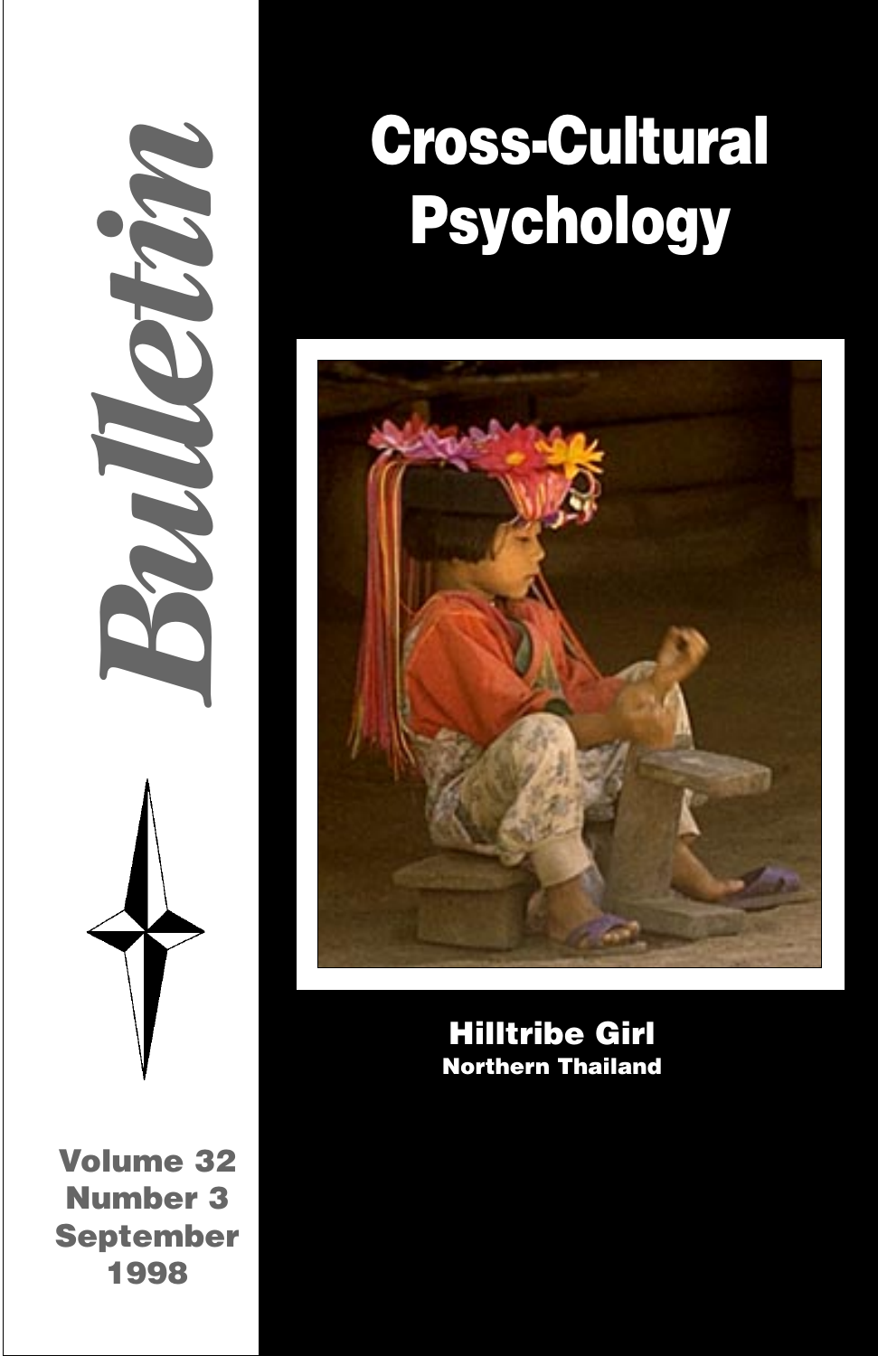# Cross-Cultural Psychology

# Bulletin

**Hilltribe Girl**
**Northern Thailand**

**Volume 32**
**Number 3**
**September**
**1998**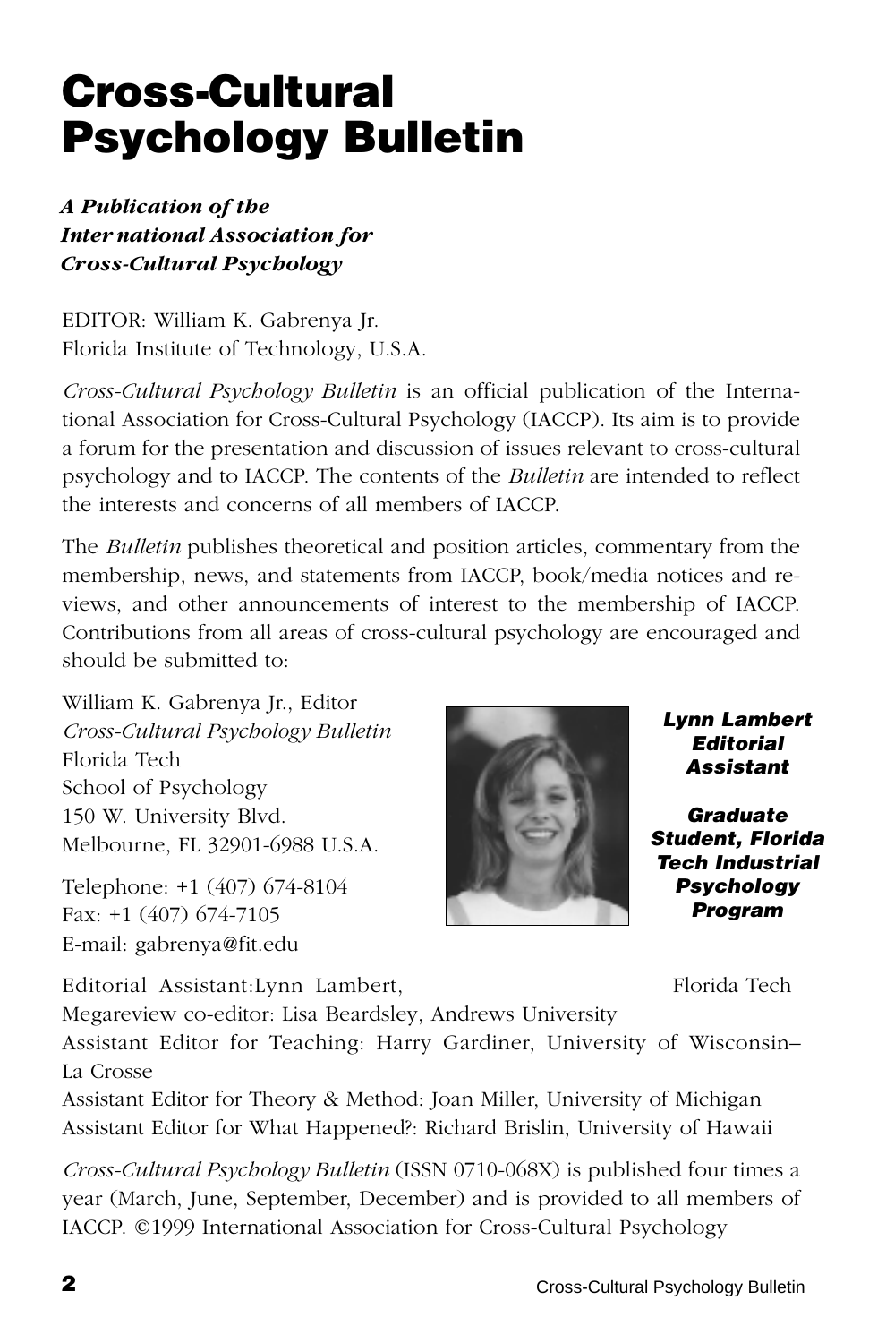# Cross-Cultural Psychology Bulletin

***A Publication of the International Association for Cross-Cultural Psychology***

EDITOR: William K. Gabrenya Jr.
Florida Institute of Technology, U.S.A.

*Cross-Cultural Psychology Bulletin* is an official publication of the International Association for Cross-Cultural Psychology (IACCP). Its aim is to provide a forum for the presentation and discussion of issues relevant to cross-cultural psychology and to IACCP. The contents of the *Bulletin* are intended to reflect the interests and concerns of all members of IACCP.

The *Bulletin* publishes theoretical and position articles, commentary from the membership, news, and statements from IACCP, book/media notices and reviews, and other announcements of interest to the membership of IACCP. Contributions from all areas of cross-cultural psychology are encouraged and should be submitted to:

William K. Gabrenya Jr., Editor
*Cross-Cultural Psychology Bulletin*
Florida Tech
School of Psychology
150 W. University Blvd.
Melbourne, FL 32901-6988 U.S.A.

Telephone: +1 (407) 674-8104
Fax: +1 (407) 674-7105
E-mail: gabrenya@fit.edu

***Lynn Lambert Editorial Assistant***

***Graduate Student, Florida Tech Industrial Psychology Program***

Editorial Assistant: Lynn Lambert, Florida Tech
Megareview co-editor: Lisa Beardsley, Andrews University
Assistant Editor for Teaching: Harry Gardiner, University of Wisconsin–La Crosse
Assistant Editor for Theory & Method: Joan Miller, University of Michigan
Assistant Editor for What Happened?: Richard Brislin, University of Hawaii

*Cross-Cultural Psychology Bulletin* (ISSN 0710-068X) is published four times a year (March, June, September, December) and is provided to all members of IACCP. ©1999 International Association for Cross-Cultural Psychology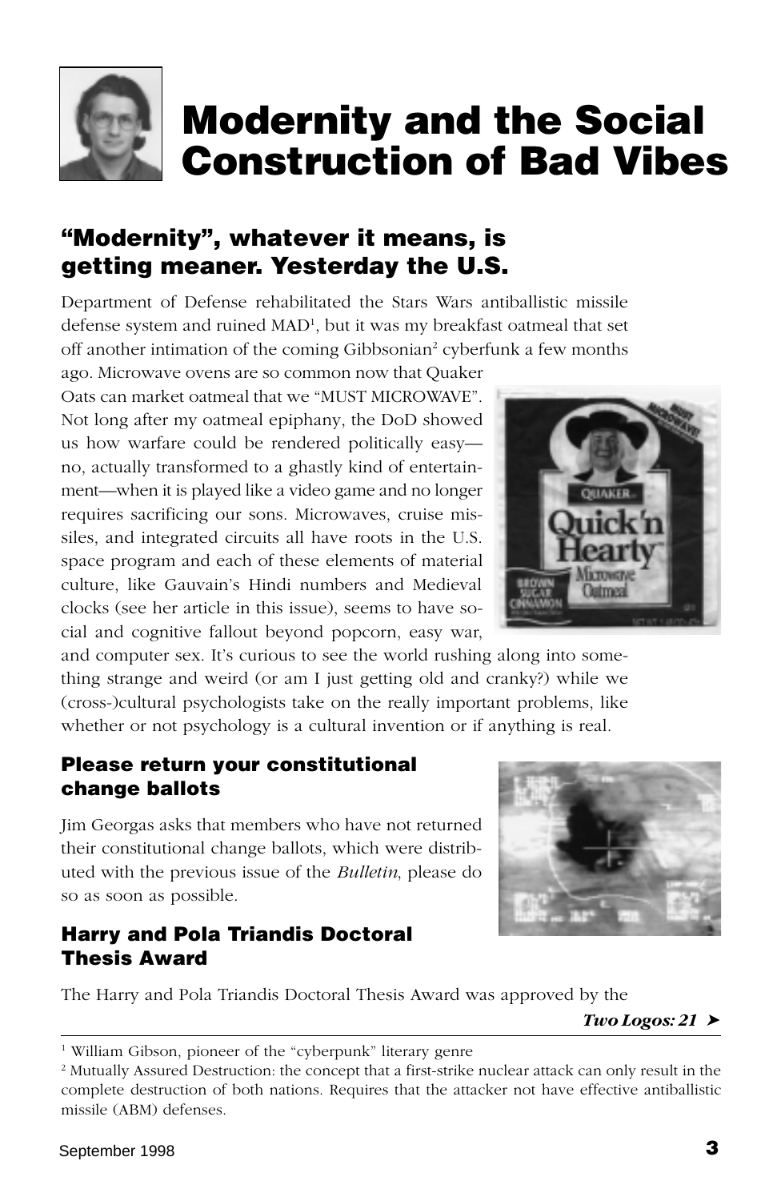# Modernity and the Social Construction of Bad Vibes

**"Modernity", whatever it means, is getting meaner. Yesterday the U.S.** Department of Defense rehabilitated the Stars Wars antiballistic missile defense system and ruined MAD[1], but it was my breakfast oatmeal that set off another intimation of the coming Gibbsonian[2] cyberfunk a few months ago. Microwave ovens are so common now that Quaker Oats can market oatmeal that we "MUST MICROWAVE". Not long after my oatmeal epiphany, the DoD showed us how warfare could be rendered politically easy—no, actually transformed to a ghastly kind of entertainment—when it is played like a video game and no longer requires sacrificing our sons. Microwaves, cruise missiles, and integrated circuits all have roots in the U.S. space program and each of these elements of material culture, like Gauvain's Hindi numbers and Medieval clocks (see her article in this issue), seems to have social and cognitive fallout beyond popcorn, easy war, and computer sex. It's curious to see the world rushing along into something strange and weird (or am I just getting old and cranky?) while we (cross-)cultural psychologists take on the really important problems, like whether or not psychology is a cultural invention or if anything is real.

### Please return your constitutional change ballots

Jim Georgas asks that members who have not returned their constitutional change ballots, which were distributed with the previous issue of the *Bulletin*, please do so as soon as possible.

### Harry and Pola Triandis Doctoral Thesis Award

The Harry and Pola Triandis Doctoral Thesis Award was approved by the

***Two Logos: 21*** ➤

[1] William Gibson, pioneer of the "cyberpunk" literary genre

[2] Mutually Assured Destruction: the concept that a first-strike nuclear attack can only result in the complete destruction of both nations. Requires that the attacker not have effective antiballistic missile (ABM) defenses.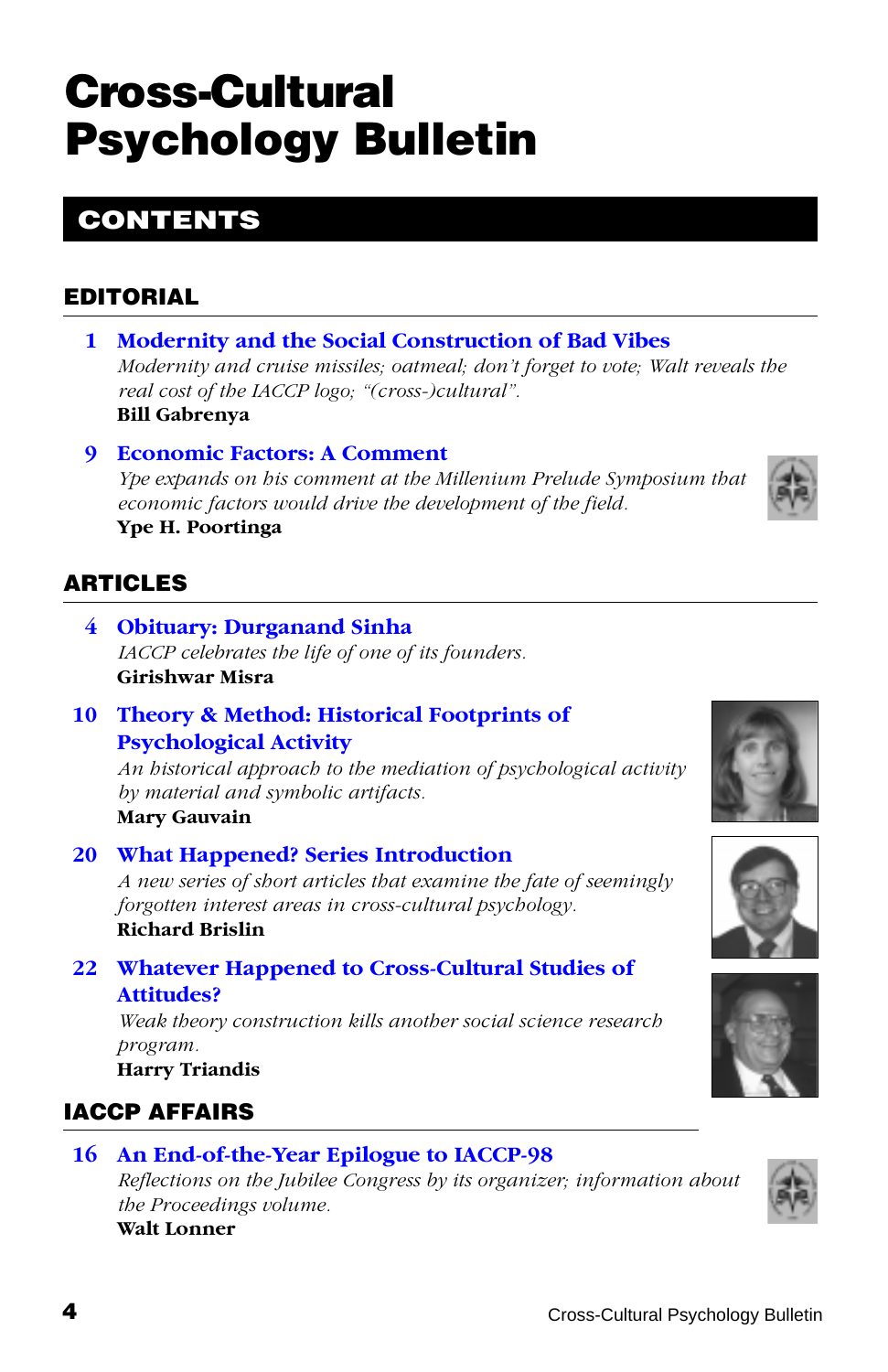# Cross-Cultural Psychology Bulletin

## CONTENTS

### EDITORIAL

**1 Modernity and the Social Construction of Bad Vibes**
*Modernity and cruise missiles; oatmeal; don't forget to vote; Walt reveals the real cost of the IACCP logo; "(cross-)cultural".*
**Bill Gabrenya**

**9 Economic Factors: A Comment**
*Ype expands on his comment at the Millenium Prelude Symposium that economic factors would drive the development of the field.*
**Ype H. Poortinga**

### ARTICLES

**4 Obituary: Durganand Sinha**
*IACCP celebrates the life of one of its founders.*
**Girishwar Misra**

**10 Theory & Method: Historical Footprints of Psychological Activity**
*An historical approach to the mediation of psychological activity by material and symbolic artifacts.*
**Mary Gauvain**

**20 What Happened? Series Introduction**
*A new series of short articles that examine the fate of seemingly forgotten interest areas in cross-cultural psychology.*
**Richard Brislin**

**22 Whatever Happened to Cross-Cultural Studies of Attitudes?**
*Weak theory construction kills another social science research program.*
**Harry Triandis**

### IACCP AFFAIRS

**16 An End-of-the-Year Epilogue to IACCP-98**
*Reflections on the Jubilee Congress by its organizer; information about the Proceedings volume.*
**Walt Lonner**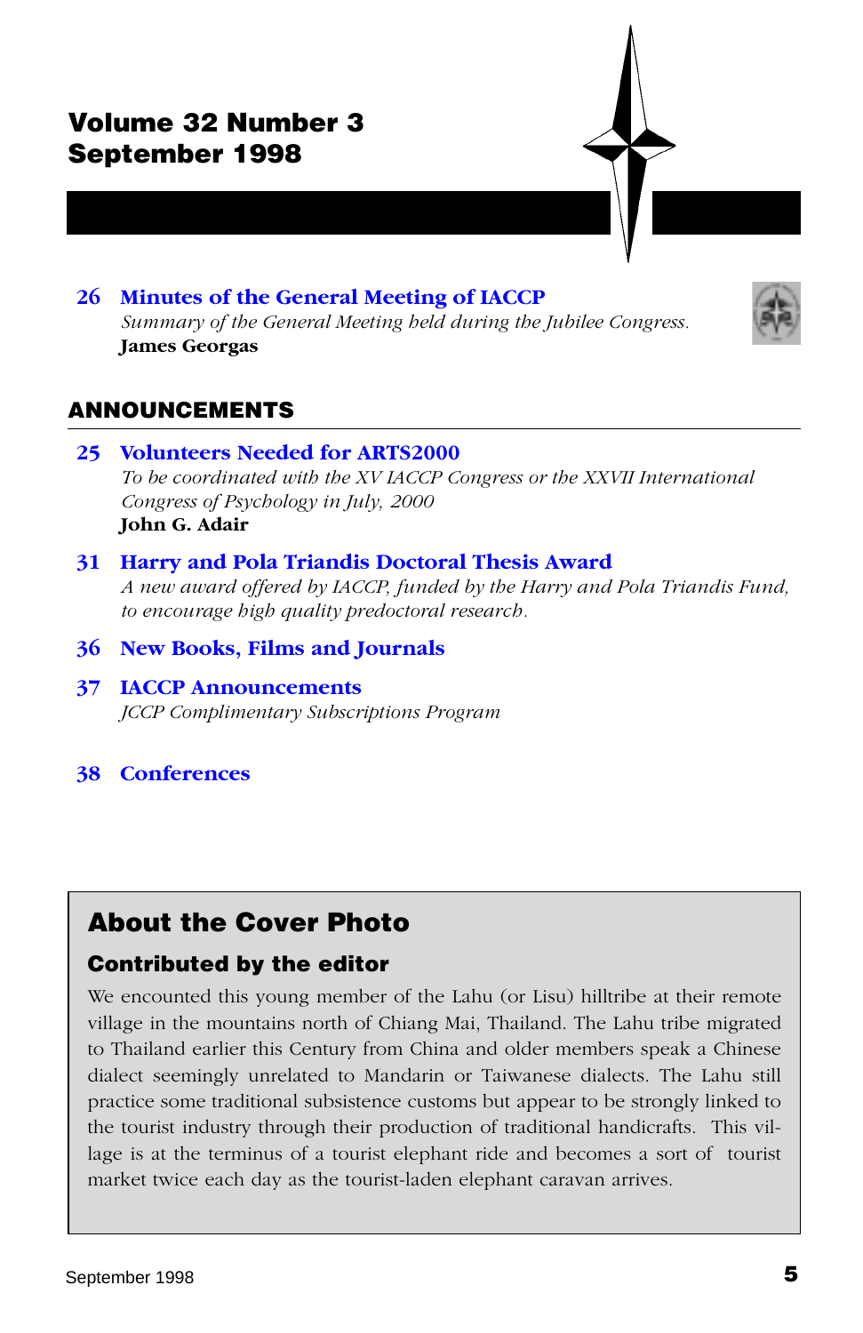# Volume 32 Number 3
# September 1998

**26 Minutes of the General Meeting of IACCP**
*Summary of the General Meeting held during the Jubilee Congress.*
**James Georgas**

## ANNOUNCEMENTS

**25 Volunteers Needed for ARTS2000**
*To be coordinated with the XV IACCP Congress or the XXVII International Congress of Psychology in July, 2000*
**John G. Adair**

**31 Harry and Pola Triandis Doctoral Thesis Award**
*A new award offered by IACCP, funded by the Harry and Pola Triandis Fund, to encourage high quality predoctoral research.*

**36 New Books, Films and Journals**

**37 IACCP Announcements**
*JCCP Complimentary Subscriptions Program*

**38 Conferences**

## About the Cover Photo

### Contributed by the editor

We encountered this young member of the Lahu (or Lisu) hilltribe at their remote village in the mountains north of Chiang Mai, Thailand. The Lahu tribe migrated to Thailand earlier this Century from China and older members speak a Chinese dialect seemingly unrelated to Mandarin or Taiwanese dialects. The Lahu still practice some traditional subsistence customs but appear to be strongly linked to the tourist industry through their production of traditional handicrafts. This village is at the terminus of a tourist elephant ride and becomes a sort of tourist market twice each day as the tourist-laden elephant caravan arrives.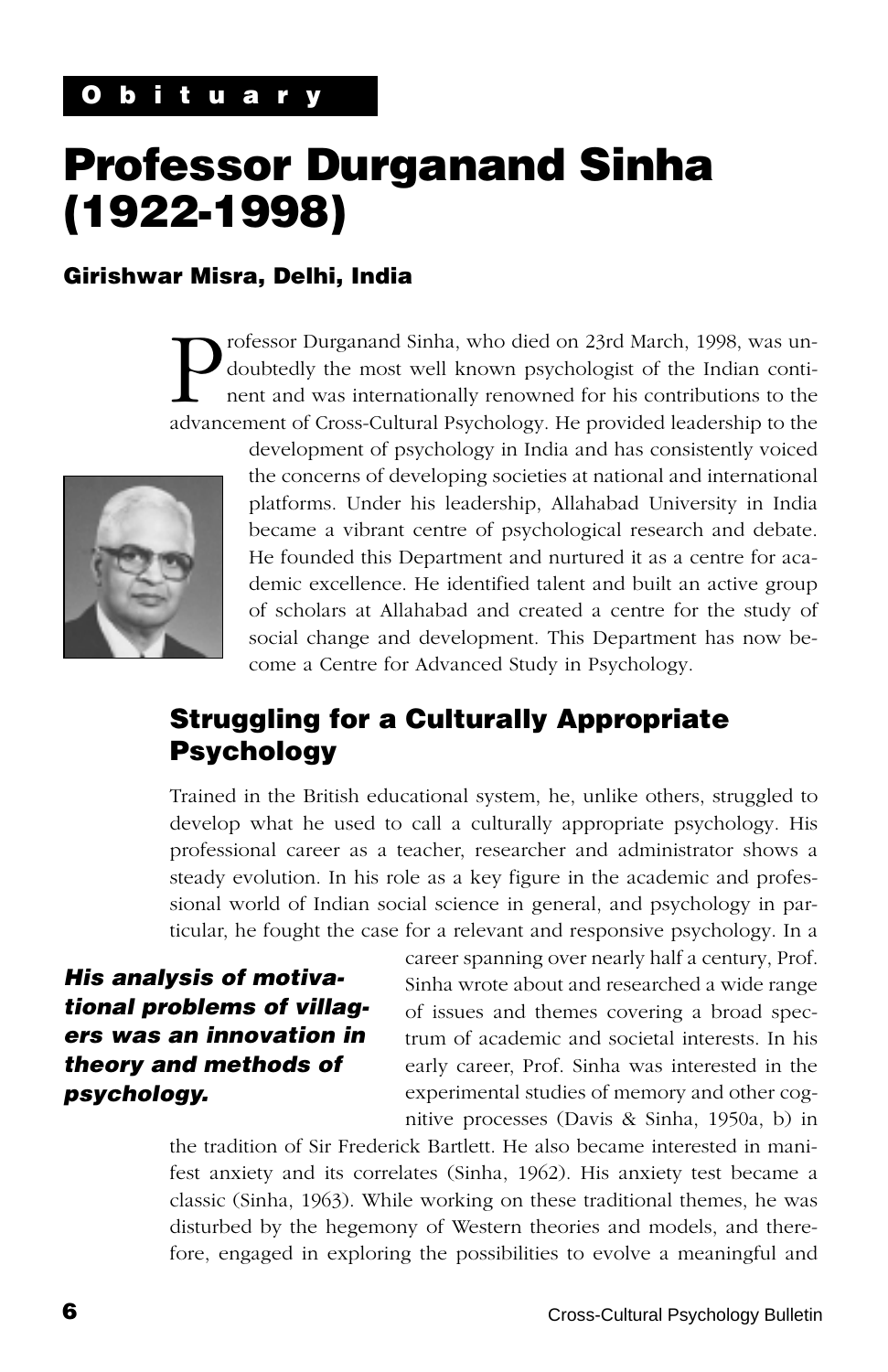Obituary

# Professor Durganand Sinha (1922-1998)

### Girishwar Misra, Delhi, India

Professor Durganand Sinha, who died on 23rd March, 1998, was undoubtedly the most well known psychologist of the Indian continent and was internationally renowned for his contributions to the advancement of Cross-Cultural Psychology. He provided leadership to the development of psychology in India and has consistently voiced the concerns of developing societies at national and international platforms. Under his leadership, Allahabad University in India became a vibrant centre of psychological research and debate. He founded this Department and nurtured it as a centre for academic excellence. He identified talent and built an active group of scholars at Allahabad and created a centre for the study of social change and development. This Department has now become a Centre for Advanced Study in Psychology.

## Struggling for a Culturally Appropriate Psychology

Trained in the British educational system, he, unlike others, struggled to develop what he used to call a culturally appropriate psychology. His professional career as a teacher, researcher and administrator shows a steady evolution. In his role as a key figure in the academic and professional world of Indian social science in general, and psychology in particular, he fought the case for a relevant and responsive psychology. In a career spanning over nearly half a century, Prof. Sinha wrote about and researched a wide range of issues and themes covering a broad spectrum of academic and societal interests. In his early career, Prof. Sinha was interested in the experimental studies of memory and other cognitive processes (Davis & Sinha, 1950a, b) in the tradition of Sir Frederick Bartlett. He also became interested in manifest anxiety and its correlates (Sinha, 1962). His anxiety test became a classic (Sinha, 1963). While working on these traditional themes, he was disturbed by the hegemony of Western theories and models, and therefore, engaged in exploring the possibilities to evolve a meaningful and

***His analysis of motivational problems of villagers was an innovation in theory and methods of psychology.***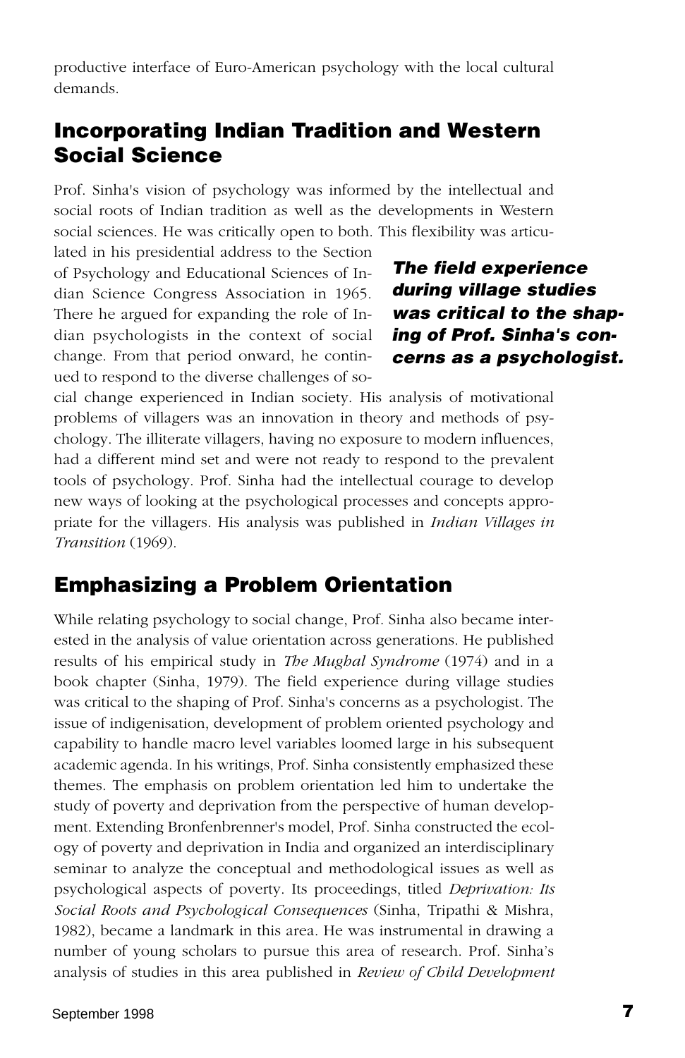productive interface of Euro-American psychology with the local cultural demands.

## Incorporating Indian Tradition and Western Social Science

Prof. Sinha's vision of psychology was informed by the intellectual and social roots of Indian tradition as well as the developments in Western social sciences. He was critically open to both. This flexibility was articulated in his presidential address to the Section of Psychology and Educational Sciences of Indian Science Congress Association in 1965. There he argued for expanding the role of Indian psychologists in the context of social change. From that period onward, he continued to respond to the diverse challenges of social change experienced in Indian society. His analysis of motivational problems of villagers was an innovation in theory and methods of psychology. The illiterate villagers, having no exposure to modern influences, had a different mind set and were not ready to respond to the prevalent tools of psychology. Prof. Sinha had the intellectual courage to develop new ways of looking at the psychological processes and concepts appropriate for the villagers. His analysis was published in *Indian Villages in Transition* (1969).

***The field experience during village studies was critical to the shaping of Prof. Sinha's concerns as a psychologist.***

## Emphasizing a Problem Orientation

While relating psychology to social change, Prof. Sinha also became interested in the analysis of value orientation across generations. He published results of his empirical study in *The Mughal Syndrome* (1974) and in a book chapter (Sinha, 1979). The field experience during village studies was critical to the shaping of Prof. Sinha's concerns as a psychologist. The issue of indigenisation, development of problem oriented psychology and capability to handle macro level variables loomed large in his subsequent academic agenda. In his writings, Prof. Sinha consistently emphasized these themes. The emphasis on problem orientation led him to undertake the study of poverty and deprivation from the perspective of human development. Extending Bronfenbrenner's model, Prof. Sinha constructed the ecology of poverty and deprivation in India and organized an interdisciplinary seminar to analyze the conceptual and methodological issues as well as psychological aspects of poverty. Its proceedings, titled *Deprivation: Its Social Roots and Psychological Consequences* (Sinha, Tripathi & Mishra, 1982), became a landmark in this area. He was instrumental in drawing a number of young scholars to pursue this area of research. Prof. Sinha's analysis of studies in this area published in *Review of Child Development*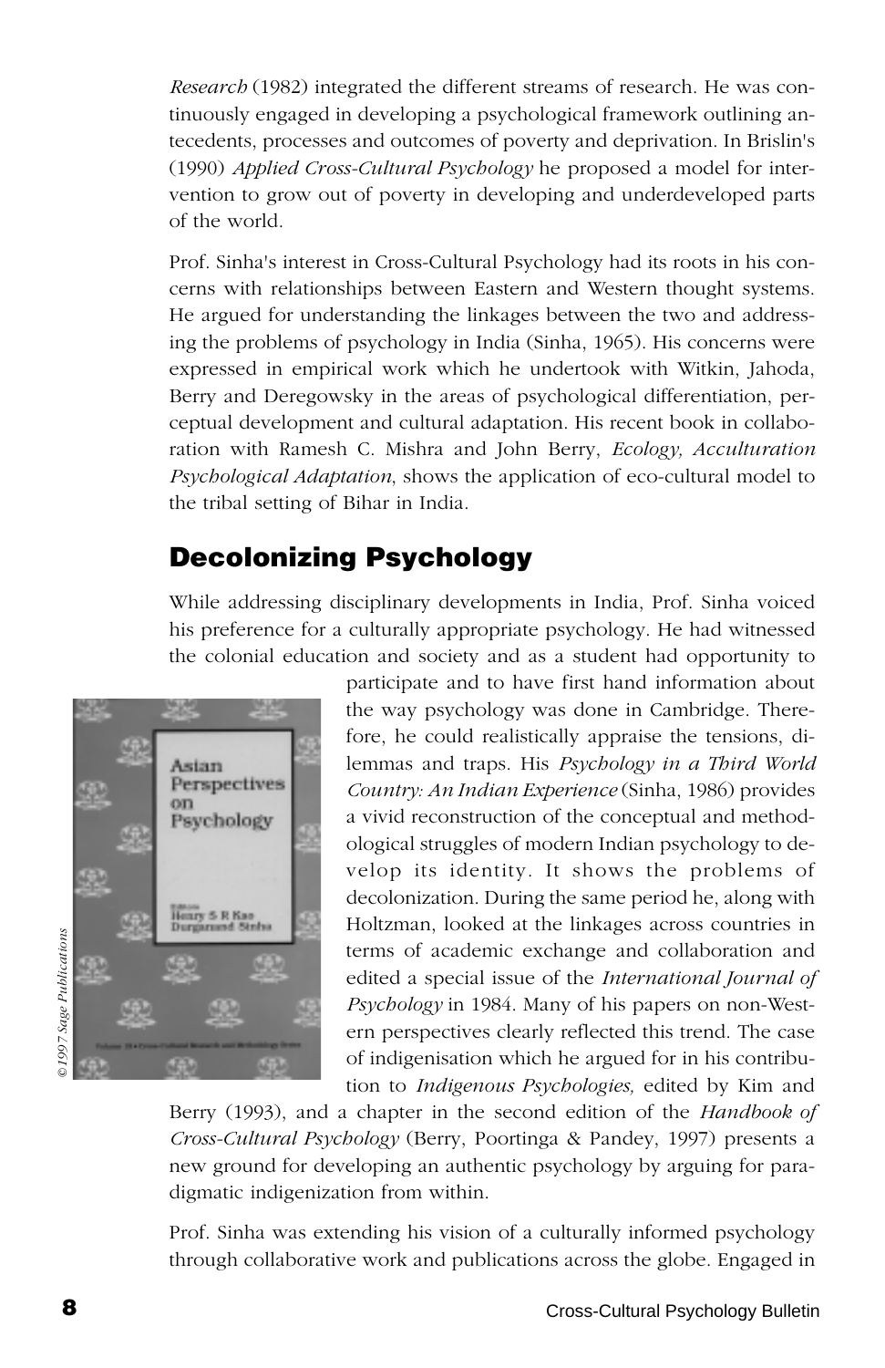*Research* (1982) integrated the different streams of research. He was continuously engaged in developing a psychological framework outlining antecedents, processes and outcomes of poverty and deprivation. In Brislin's (1990) *Applied Cross-Cultural Psychology* he proposed a model for intervention to grow out of poverty in developing and underdeveloped parts of the world.

Prof. Sinha's interest in Cross-Cultural Psychology had its roots in his concerns with relationships between Eastern and Western thought systems. He argued for understanding the linkages between the two and addressing the problems of psychology in India (Sinha, 1965). His concerns were expressed in empirical work which he undertook with Witkin, Jahoda, Berry and Deregowsky in the areas of psychological differentiation, perceptual development and cultural adaptation. His recent book in collaboration with Ramesh C. Mishra and John Berry, *Ecology, Acculturation Psychological Adaptation*, shows the application of eco-cultural model to the tribal setting of Bihar in India.

## Decolonizing Psychology

While addressing disciplinary developments in India, Prof. Sinha voiced his preference for a culturally appropriate psychology. He had witnessed the colonial education and society and as a student had opportunity to participate and to have first hand information about the way psychology was done in Cambridge. Therefore, he could realistically appraise the tensions, dilemmas and traps. His *Psychology in a Third World Country: An Indian Experience* (Sinha, 1986) provides a vivid reconstruction of the conceptual and methodological struggles of modern Indian psychology to develop its identity. It shows the problems of decolonization. During the same period he, along with Holtzman, looked at the linkages across countries in terms of academic exchange and collaboration and edited a special issue of the *International Journal of Psychology* in 1984. Many of his papers on non-Western perspectives clearly reflected this trend. The case of indigenisation which he argued for in his contribution to *Indigenous Psychologies,* edited by Kim and Berry (1993), and a chapter in the second edition of the *Handbook of Cross-Cultural Psychology* (Berry, Poortinga & Pandey, 1997) presents a new ground for developing an authentic psychology by arguing for paradigmatic indigenization from within.

©1997 Sage Publications

Prof. Sinha was extending his vision of a culturally informed psychology through collaborative work and publications across the globe. Engaged in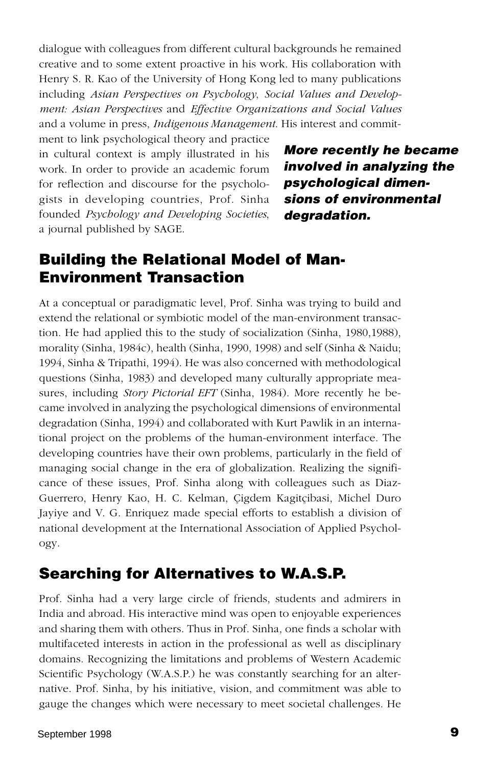dialogue with colleagues from different cultural backgrounds he remained creative and to some extent proactive in his work. His collaboration with Henry S. R. Kao of the University of Hong Kong led to many publications including *Asian Perspectives on Psychology*, *Social Values and Development: Asian Perspectives* and *Effective Organizations and Social Values* and a volume in press, *Indigenous Management*. His interest and commitment to link psychological theory and practice in cultural context is amply illustrated in his work. In order to provide an academic forum for reflection and discourse for the psychologists in developing countries, Prof. Sinha founded *Psychology and Developing Societies*, a journal published by SAGE.

***More recently he became involved in analyzing the psychological dimensions of environmental degradation.***

## Building the Relational Model of Man-Environment Transaction

At a conceptual or paradigmatic level, Prof. Sinha was trying to build and extend the relational or symbiotic model of the man-environment transaction. He had applied this to the study of socialization (Sinha, 1980,1988), morality (Sinha, 1984c), health (Sinha, 1990, 1998) and self (Sinha & Naidu; 1994, Sinha & Tripathi, 1994). He was also concerned with methodological questions (Sinha, 1983) and developed many culturally appropriate measures, including *Story Pictorial EFT* (Sinha, 1984). More recently he became involved in analyzing the psychological dimensions of environmental degradation (Sinha, 1994) and collaborated with Kurt Pawlik in an international project on the problems of the human-environment interface. The developing countries have their own problems, particularly in the field of managing social change in the era of globalization. Realizing the significance of these issues, Prof. Sinha along with colleagues such as Diaz-Guerrero, Henry Kao, H. C. Kelman, Çigdem Kagitçibasi, Michel Duro Jayiye and V. G. Enriquez made special efforts to establish a division of national development at the International Association of Applied Psychology.

## Searching for Alternatives to W.A.S.P.

Prof. Sinha had a very large circle of friends, students and admirers in India and abroad. His interactive mind was open to enjoyable experiences and sharing them with others. Thus in Prof. Sinha, one finds a scholar with multifaceted interests in action in the professional as well as disciplinary domains. Recognizing the limitations and problems of Western Academic Scientific Psychology (W.A.S.P.) he was constantly searching for an alternative. Prof. Sinha, by his initiative, vision, and commitment was able to gauge the changes which were necessary to meet societal challenges. He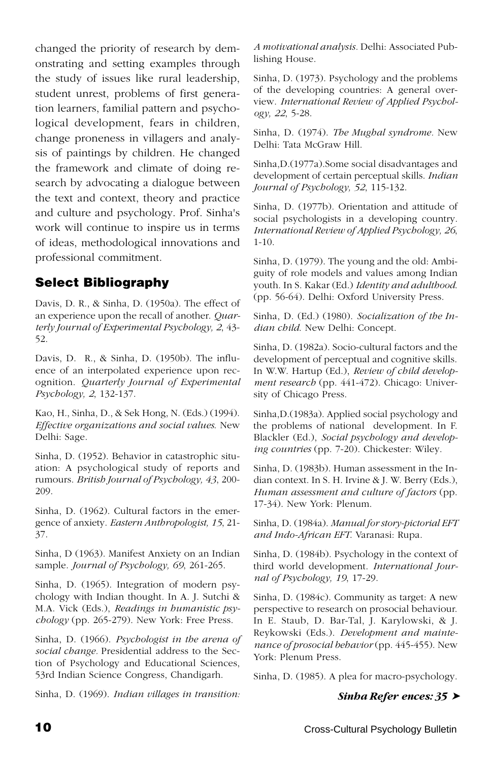changed the priority of research by demonstrating and setting examples through the study of issues like rural leadership, student unrest, problems of first generation learners, familial pattern and psychological development, fears in children, change proneness in villagers and analysis of paintings by children. He changed the framework and climate of doing research by advocating a dialogue between the text and context, theory and practice and culture and psychology. Prof. Sinha's work will continue to inspire us in terms of ideas, methodological innovations and professional commitment.

## Select Bibliography

Davis, D. R., & Sinha, D. (1950a). The effect of an experience upon the recall of another. *Quarterly Journal of Experimental Psychology, 2*, 43-52.

Davis, D. R., & Sinha, D. (1950b). The influence of an interpolated experience upon recognition. *Quarterly Journal of Experimental Psychology, 2*, 132-137.

Kao, H., Sinha, D., & Sek Hong, N. (Eds.) (1994). *Effective organizations and social values.* New Delhi: Sage.

Sinha, D. (1952). Behavior in catastrophic situation: A psychological study of reports and rumours. *British Journal of Psychology, 43*, 200-209.

Sinha, D. (1962). Cultural factors in the emergence of anxiety. *Eastern Anthropologist, 15*, 21-37.

Sinha, D (1963). Manifest Anxiety on an Indian sample. *Journal of Psychology, 69*, 261-265.

Sinha, D. (1965). Integration of modern psychology with Indian thought. In A. J. Sutchi & M.A. Vick (Eds.), *Readings in humanistic psychology* (pp. 265-279). New York: Free Press.

Sinha, D. (1966). *Psychologist in the arena of social change.* Presidential address to the Section of Psychology and Educational Sciences, 53rd Indian Science Congress, Chandigarh.

Sinha, D. (1969). *Indian villages in transition: A motivational analysis.* Delhi: Associated Publishing House.

Sinha, D. (1973). Psychology and the problems of the developing countries: A general overview. *International Review of Applied Psychology, 22*, 5-28.

Sinha, D. (1974). *The Mughal syndrome.* New Delhi: Tata McGraw Hill.

Sinha,D.(1977a).Some social disadvantages and development of certain perceptual skills. *Indian Journal of Psychology, 52*, 115-132.

Sinha, D. (1977b). Orientation and attitude of social psychologists in a developing country. *International Review of Applied Psychology, 26*, 1-10.

Sinha, D. (1979). The young and the old: Ambiguity of role models and values among Indian youth. In S. Kakar (Ed.) *Identity and adulthood.* (pp. 56-64). Delhi: Oxford University Press.

Sinha, D. (Ed.) (1980). *Socialization of the Indian child.* New Delhi: Concept.

Sinha, D. (1982a). Socio-cultural factors and the development of perceptual and cognitive skills. In W.W. Hartup (Ed.), *Review of child development research* (pp. 441-472). Chicago: University of Chicago Press.

Sinha,D.(1983a). Applied social psychology and the problems of national development. In F. Blackler (Ed.), *Social psychology and developing countries* (pp. 7-20). Chickester: Wiley.

Sinha, D. (1983b). Human assessment in the Indian context. In S. H. Irvine & J. W. Berry (Eds.), *Human assessment and culture of factors* (pp. 17-34). New York: Plenum.

Sinha, D. (1984a). *Manual for story-pictorial EFT and Indo-African EFT.* Varanasi: Rupa.

Sinha, D. (1984b). Psychology in the context of third world development. *International Journal of Psychology, 19*, 17-29.

Sinha, D. (1984c). Community as target: A new perspective to research on prosocial behaviour. In E. Staub, D. Bar-Tal, J. Karylowski, & J. Reykowski (Eds.). *Development and maintenance of prosocial behavior* (pp. 445-455). New York: Plenum Press.

Sinha, D. (1985). A plea for macro-psychology.

***Sinha Refer ences: 35 ➤***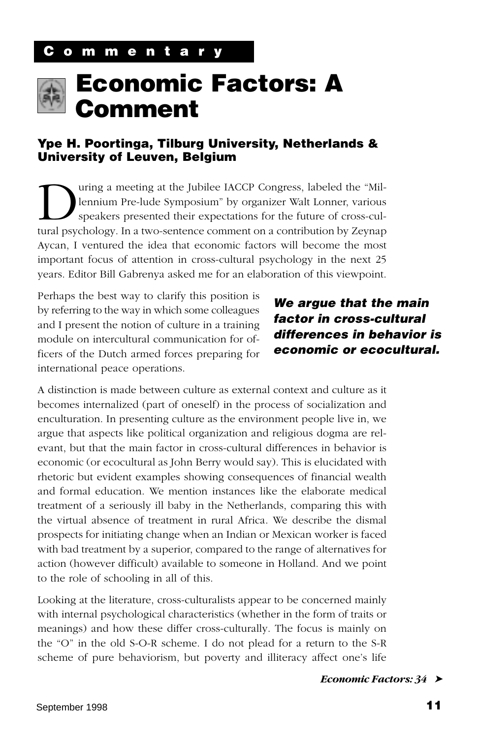**Commentary**

# Economic Factors: A Comment

### Ype H. Poortinga, Tilburg University, Netherlands & University of Leuven, Belgium

During a meeting at the Jubilee IACCP Congress, labeled the "Millennium Pre-lude Symposium" by organizer Walt Lonner, various speakers presented their expectations for the future of cross-cultural psychology. In a two-sentence comment on a contribution by Zeynap Aycan, I ventured the idea that economic factors will become the most important focus of attention in cross-cultural psychology in the next 25 years. Editor Bill Gabrenya asked me for an elaboration of this viewpoint.

Perhaps the best way to clarify this position is by referring to the way in which some colleagues and I present the notion of culture in a training module on intercultural communication for officers of the Dutch armed forces preparing for international peace operations.

***We argue that the main factor in cross-cultural differences in behavior is economic or ecocultural.***

A distinction is made between culture as external context and culture as it becomes internalized (part of oneself) in the process of socialization and enculturation. In presenting culture as the environment people live in, we argue that aspects like political organization and religious dogma are relevant, but that the main factor in cross-cultural differences in behavior is economic (or ecocultural as John Berry would say). This is elucidated with rhetoric but evident examples showing consequences of financial wealth and formal education. We mention instances like the elaborate medical treatment of a seriously ill baby in the Netherlands, comparing this with the virtual absence of treatment in rural Africa. We describe the dismal prospects for initiating change when an Indian or Mexican worker is faced with bad treatment by a superior, compared to the range of alternatives for action (however difficult) available to someone in Holland. And we point to the role of schooling in all of this.

Looking at the literature, cross-culturalists appear to be concerned mainly with internal psychological characteristics (whether in the form of traits or meanings) and how these differ cross-culturally. The focus is mainly on the "O" in the old S-O-R scheme. I do not plead for a return to the S-R scheme of pure behaviorism, but poverty and illiteracy affect one's life

*Economic Factors: 34* ➤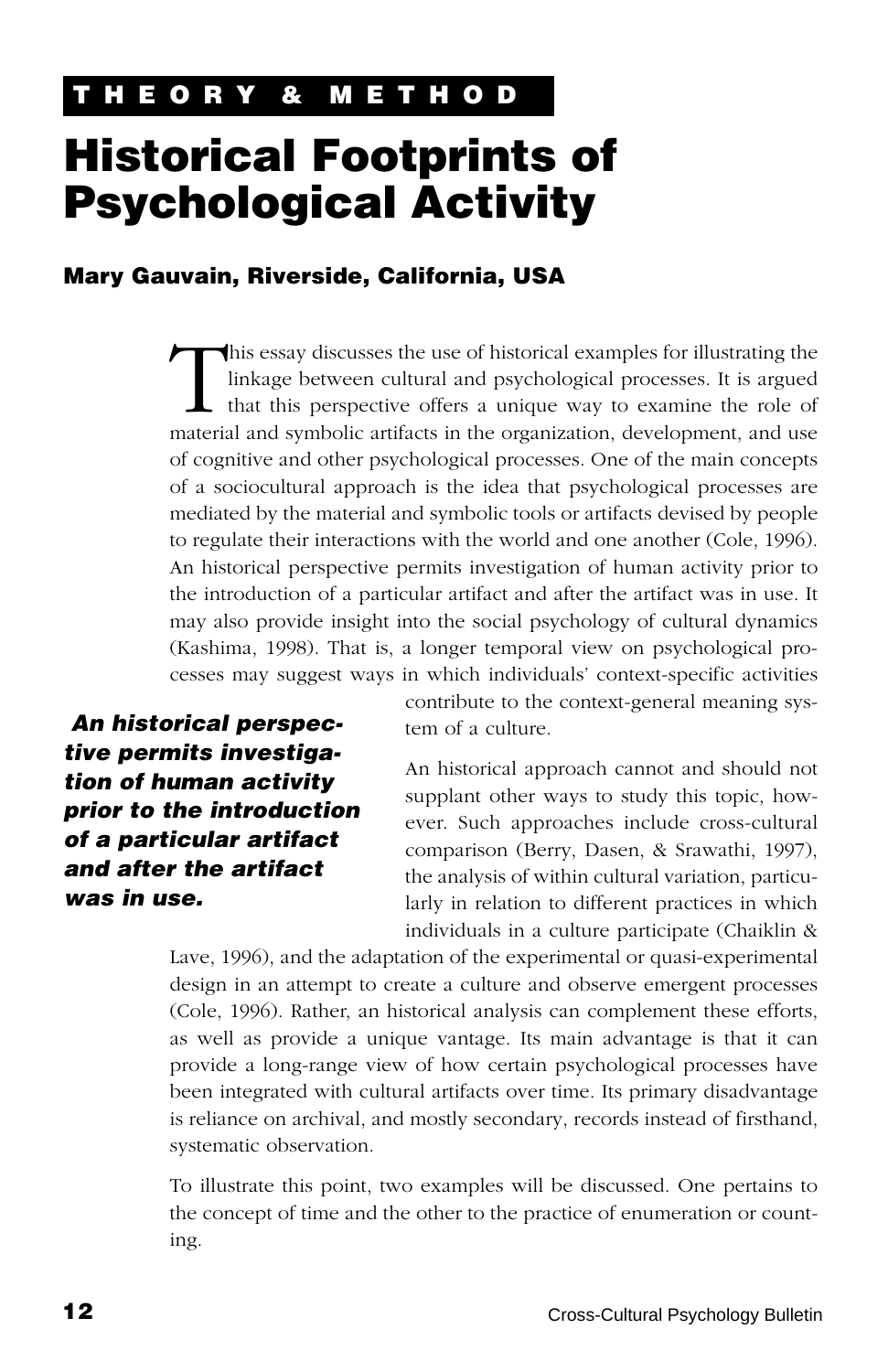**THEORY & METHOD**

# Historical Footprints of Psychological Activity

### Mary Gauvain, Riverside, California, USA

This essay discusses the use of historical examples for illustrating the linkage between cultural and psychological processes. It is argued that this perspective offers a unique way to examine the role of material and symbolic artifacts in the organization, development, and use of cognitive and other psychological processes. One of the main concepts of a sociocultural approach is the idea that psychological processes are mediated by the material and symbolic tools or artifacts devised by people to regulate their interactions with the world and one another (Cole, 1996). An historical perspective permits investigation of human activity prior to the introduction of a particular artifact and after the artifact was in use. It may also provide insight into the social psychology of cultural dynamics (Kashima, 1998). That is, a longer temporal view on psychological processes may suggest ways in which individuals' context-specific activities contribute to the context-general meaning system of a culture.

***An historical perspective permits investigation of human activity prior to the introduction of a particular artifact and after the artifact was in use.***

An historical approach cannot and should not supplant other ways to study this topic, however. Such approaches include cross-cultural comparison (Berry, Dasen, & Srawathi, 1997), the analysis of within cultural variation, particularly in relation to different practices in which individuals in a culture participate (Chaiklin & Lave, 1996), and the adaptation of the experimental or quasi-experimental design in an attempt to create a culture and observe emergent processes (Cole, 1996). Rather, an historical analysis can complement these efforts, as well as provide a unique vantage. Its main advantage is that it can provide a long-range view of how certain psychological processes have been integrated with cultural artifacts over time. Its primary disadvantage is reliance on archival, and mostly secondary, records instead of firsthand, systematic observation.

To illustrate this point, two examples will be discussed. One pertains to the concept of time and the other to the practice of enumeration or counting.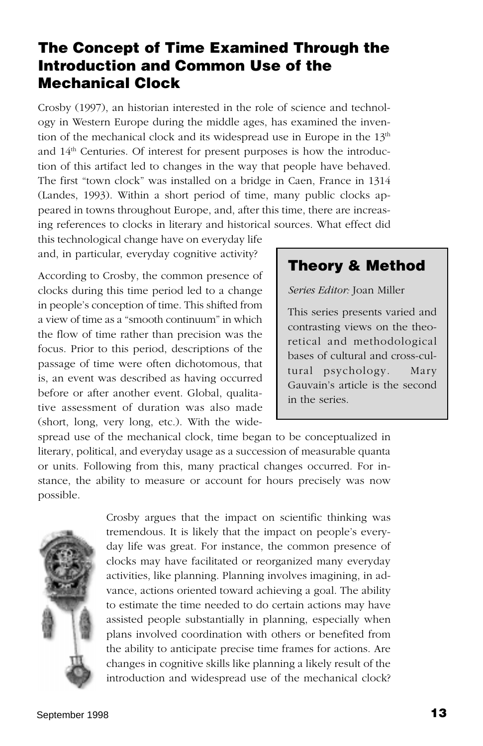## The Concept of Time Examined Through the Introduction and Common Use of the Mechanical Clock

Crosby (1997), an historian interested in the role of science and technology in Western Europe during the middle ages, has examined the invention of the mechanical clock and its widespread use in Europe in the 13th and 14th Centuries. Of interest for present purposes is how the introduction of this artifact led to changes in the way that people have behaved. The first "town clock" was installed on a bridge in Caen, France in 1314 (Landes, 1993). Within a short period of time, many public clocks appeared in towns throughout Europe, and, after this time, there are increasing references to clocks in literary and historical sources. What effect did this technological change have on everyday life and, in particular, everyday cognitive activity?

According to Crosby, the common presence of clocks during this time period led to a change in people's conception of time. This shifted from a view of time as a "smooth continuum" in which the flow of time rather than precision was the focus. Prior to this period, descriptions of the passage of time were often dichotomous, that is, an event was described as having occurred before or after another event. Global, qualitative assessment of duration was also made (short, long, very long, etc.). With the widespread use of the mechanical clock, time began to be conceptualized in literary, political, and everyday usage as a succession of measurable quanta or units. Following from this, many practical changes occurred. For instance, the ability to measure or account for hours precisely was now possible.

> **Theory & Method**
>
> *Series Editor:* Joan Miller
>
> This series presents varied and contrasting views on the theoretical and methodological bases of cultural and cross-cultural psychology. Mary Gauvain's article is the second in the series.

Crosby argues that the impact on scientific thinking was tremendous. It is likely that the impact on people's everyday life was great. For instance, the common presence of clocks may have facilitated or reorganized many everyday activities, like planning. Planning involves imagining, in advance, actions oriented toward achieving a goal. The ability to estimate the time needed to do certain actions may have assisted people substantially in planning, especially when plans involved coordination with others or benefited from the ability to anticipate precise time frames for actions. Are changes in cognitive skills like planning a likely result of the introduction and widespread use of the mechanical clock?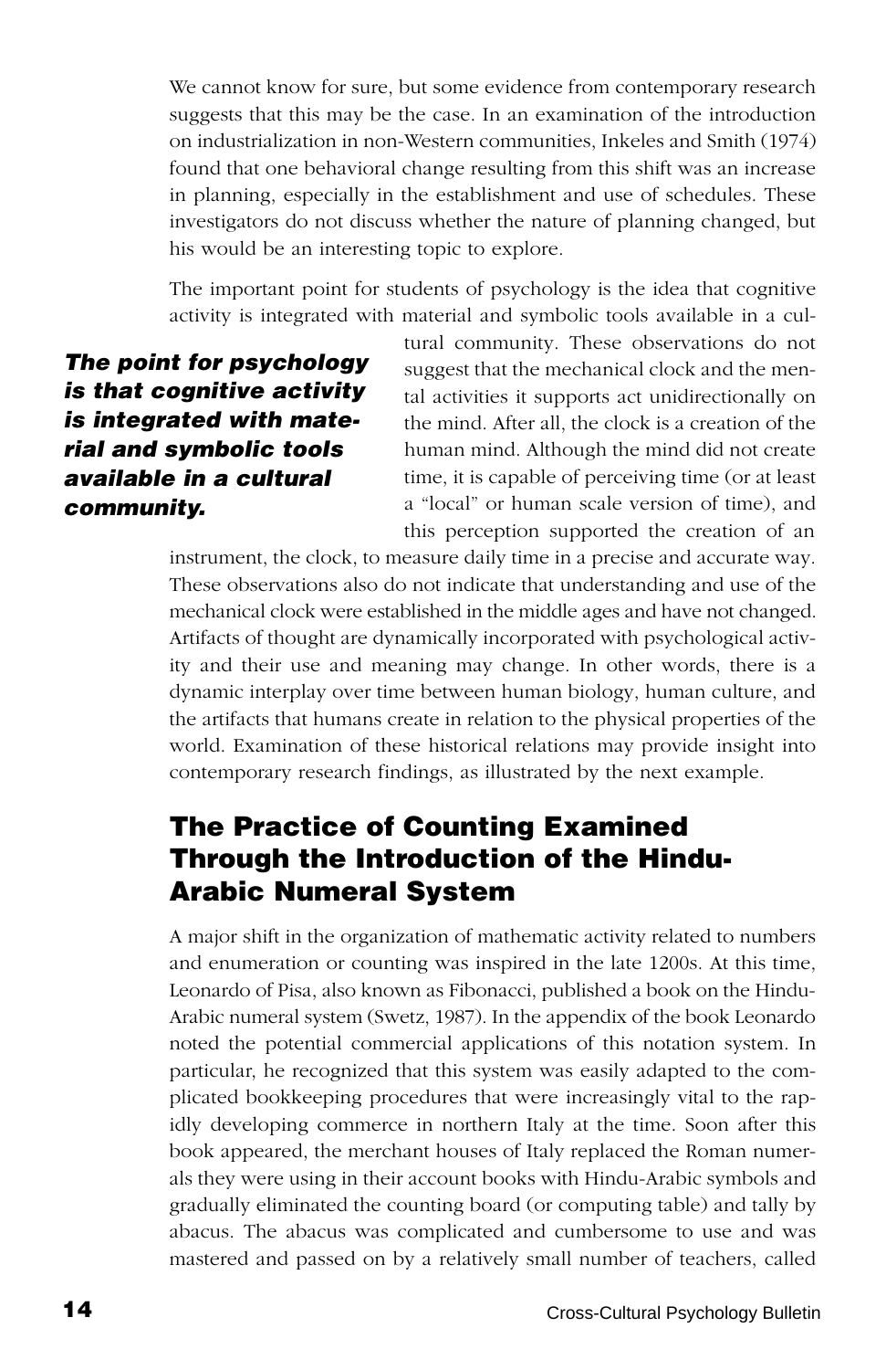We cannot know for sure, but some evidence from contemporary research suggests that this may be the case. In an examination of the introduction on industrialization in non-Western communities, Inkeles and Smith (1974) found that one behavioral change resulting from this shift was an increase in planning, especially in the establishment and use of schedules. These investigators do not discuss whether the nature of planning changed, but his would be an interesting topic to explore.

The important point for students of psychology is the idea that cognitive activity is integrated with material and symbolic tools available in a cultural community. These observations do not suggest that the mechanical clock and the mental activities it supports act unidirectionally on the mind. After all, the clock is a creation of the human mind. Although the mind did not create time, it is capable of perceiving time (or at least a "local" or human scale version of time), and this perception supported the creation of an instrument, the clock, to measure daily time in a precise and accurate way. These observations also do not indicate that understanding and use of the mechanical clock were established in the middle ages and have not changed. Artifacts of thought are dynamically incorporated with psychological activity and their use and meaning may change. In other words, there is a dynamic interplay over time between human biology, human culture, and the artifacts that humans create in relation to the physical properties of the world. Examination of these historical relations may provide insight into contemporary research findings, as illustrated by the next example.

***The point for psychology is that cognitive activity is integrated with material and symbolic tools available in a cultural community.***

## The Practice of Counting Examined Through the Introduction of the Hindu-Arabic Numeral System

A major shift in the organization of mathematic activity related to numbers and enumeration or counting was inspired in the late 1200s. At this time, Leonardo of Pisa, also known as Fibonacci, published a book on the Hindu-Arabic numeral system (Swetz, 1987). In the appendix of the book Leonardo noted the potential commercial applications of this notation system. In particular, he recognized that this system was easily adapted to the complicated bookkeeping procedures that were increasingly vital to the rapidly developing commerce in northern Italy at the time. Soon after this book appeared, the merchant houses of Italy replaced the Roman numerals they were using in their account books with Hindu-Arabic symbols and gradually eliminated the counting board (or computing table) and tally by abacus. The abacus was complicated and cumbersome to use and was mastered and passed on by a relatively small number of teachers, called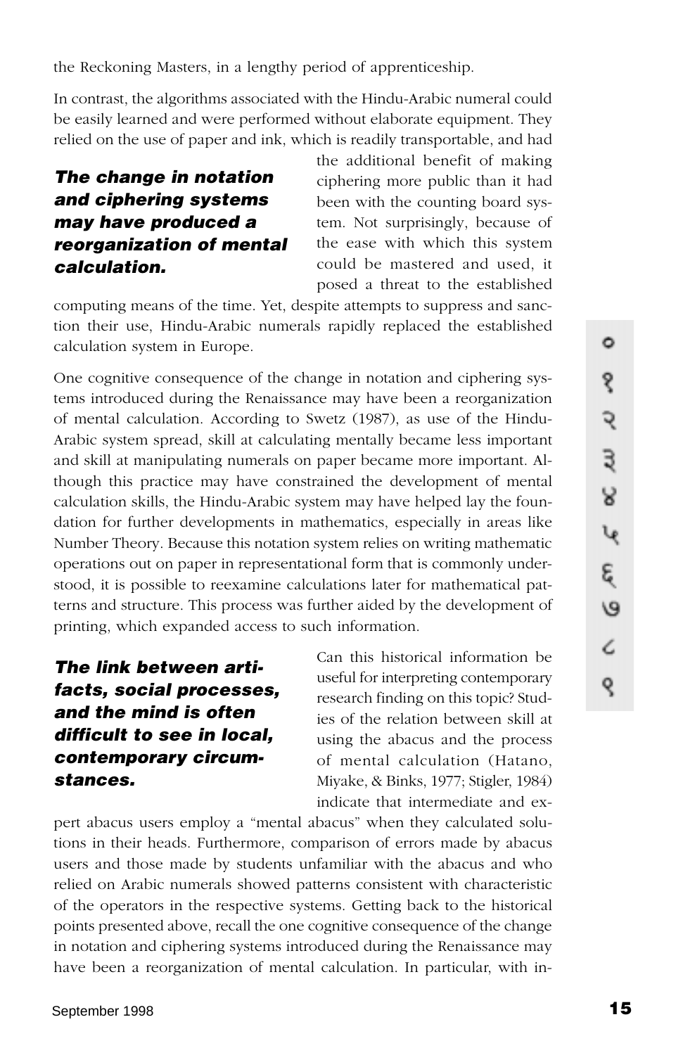the Reckoning Masters, in a lengthy period of apprenticeship.

In contrast, the algorithms associated with the Hindu-Arabic numeral could be easily learned and were performed without elaborate equipment. They relied on the use of paper and ink, which is readily transportable, and had the additional benefit of making ciphering more public than it had been with the counting board system. Not surprisingly, because of the ease with which this system could be mastered and used, it posed a threat to the established computing means of the time. Yet, despite attempts to suppress and sanction their use, Hindu-Arabic numerals rapidly replaced the established calculation system in Europe.

***The change in notation and ciphering systems may have produced a reorganization of mental calculation.***

One cognitive consequence of the change in notation and ciphering systems introduced during the Renaissance may have been a reorganization of mental calculation. According to Swetz (1987), as use of the Hindu-Arabic system spread, skill at calculating mentally became less important and skill at manipulating numerals on paper became more important. Although this practice may have constrained the development of mental calculation skills, the Hindu-Arabic system may have helped lay the foundation for further developments in mathematics, especially in areas like Number Theory. Because this notation system relies on writing mathematic operations out on paper in representational form that is commonly understood, it is possible to reexamine calculations later for mathematical patterns and structure. This process was further aided by the development of printing, which expanded access to such information.

***The link between artifacts, social processes, and the mind is often difficult to see in local, contemporary circumstances.***

Can this historical information be useful for interpreting contemporary research finding on this topic? Studies of the relation between skill at using the abacus and the process of mental calculation (Hatano, Miyake, & Binks, 1977; Stigler, 1984) indicate that intermediate and expert abacus users employ a "mental abacus" when they calculated solutions in their heads. Furthermore, comparison of errors made by abacus users and those made by students unfamiliar with the abacus and who relied on Arabic numerals showed patterns consistent with characteristic of the operators in the respective systems. Getting back to the historical points presented above, recall the one cognitive consequence of the change in notation and ciphering systems introduced during the Renaissance may have been a reorganization of mental calculation. In particular, with in-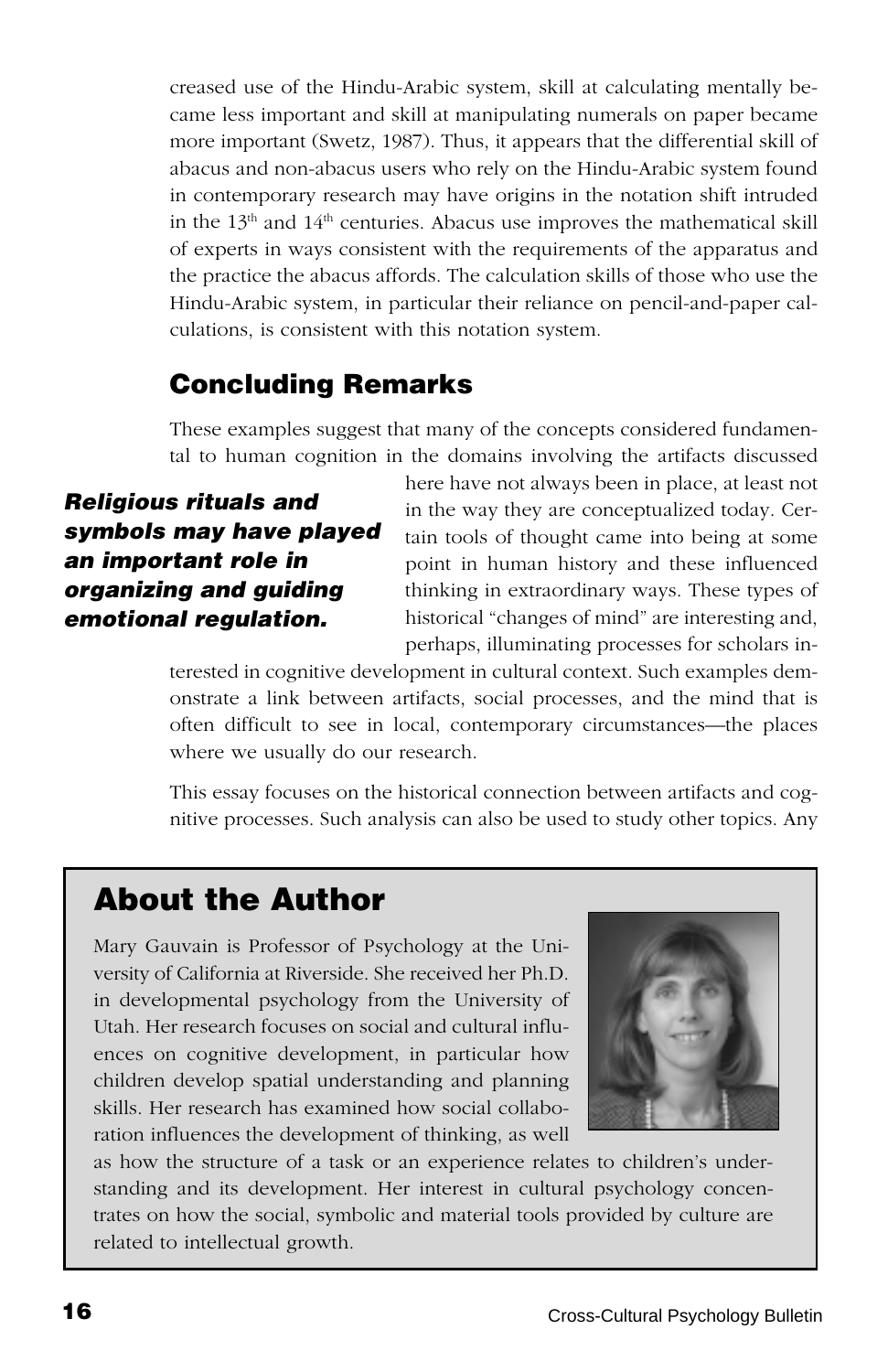creased use of the Hindu-Arabic system, skill at calculating mentally became less important and skill at manipulating numerals on paper became more important (Swetz, 1987). Thus, it appears that the differential skill of abacus and non-abacus users who rely on the Hindu-Arabic system found in contemporary research may have origins in the notation shift intruded in the 13th and 14th centuries. Abacus use improves the mathematical skill of experts in ways consistent with the requirements of the apparatus and the practice the abacus affords. The calculation skills of those who use the Hindu-Arabic system, in particular their reliance on pencil-and-paper calculations, is consistent with this notation system.

## Concluding Remarks

These examples suggest that many of the concepts considered fundamental to human cognition in the domains involving the artifacts discussed here have not always been in place, at least not in the way they are conceptualized today. Certain tools of thought came into being at some point in human history and these influenced thinking in extraordinary ways. These types of historical "changes of mind" are interesting and, perhaps, illuminating processes for scholars interested in cognitive development in cultural context. Such examples demonstrate a link between artifacts, social processes, and the mind that is often difficult to see in local, contemporary circumstances—the places where we usually do our research.

***Religious rituals and symbols may have played an important role in organizing and guiding emotional regulation.***

This essay focuses on the historical connection between artifacts and cognitive processes. Such analysis can also be used to study other topics. Any

## About the Author

Mary Gauvain is Professor of Psychology at the University of California at Riverside. She received her Ph.D. in developmental psychology from the University of Utah. Her research focuses on social and cultural influences on cognitive development, in particular how children develop spatial understanding and planning skills. Her research has examined how social collaboration influences the development of thinking, as well as how the structure of a task or an experience relates to children's understanding and its development. Her interest in cultural psychology concentrates on how the social, symbolic and material tools provided by culture are related to intellectual growth.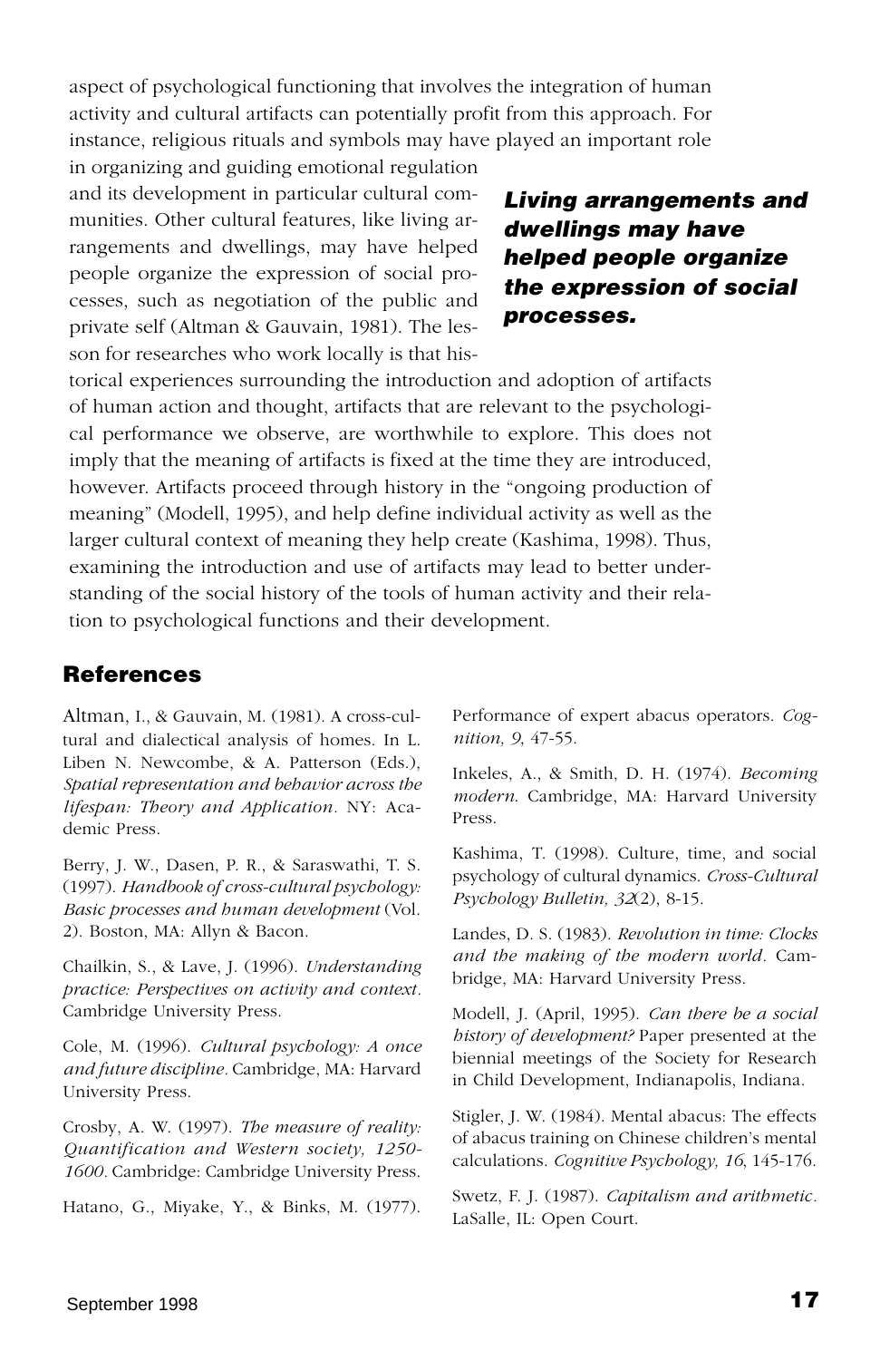aspect of psychological functioning that involves the integration of human activity and cultural artifacts can potentially profit from this approach. For instance, religious rituals and symbols may have played an important role in organizing and guiding emotional regulation and its development in particular cultural communities. Other cultural features, like living arrangements and dwellings, may have helped people organize the expression of social processes, such as negotiation of the public and private self (Altman & Gauvain, 1981). The lesson for researches who work locally is that historical experiences surrounding the introduction and adoption of artifacts of human action and thought, artifacts that are relevant to the psychological performance we observe, are worthwhile to explore. This does not imply that the meaning of artifacts is fixed at the time they are introduced, however. Artifacts proceed through history in the "ongoing production of meaning" (Modell, 1995), and help define individual activity as well as the larger cultural context of meaning they help create (Kashima, 1998). Thus, examining the introduction and use of artifacts may lead to better understanding of the social history of the tools of human activity and their relation to psychological functions and their development.

***Living arrangements and dwellings may have helped people organize the expression of social processes.***

## References

Altman, I., & Gauvain, M. (1981). A cross-cultural and dialectical analysis of homes. In L. Liben N. Newcombe, & A. Patterson (Eds.), *Spatial representation and behavior across the lifespan: Theory and Application*. NY: Academic Press.

Berry, J. W., Dasen, P. R., & Saraswathi, T. S. (1997). *Handbook of cross-cultural psychology: Basic processes and human development* (Vol. 2). Boston, MA: Allyn & Bacon.

Chailkin, S., & Lave, J. (1996). *Understanding practice: Perspectives on activity and context*. Cambridge University Press.

Cole, M. (1996). *Cultural psychology: A once and future discipline*. Cambridge, MA: Harvard University Press.

Crosby, A. W. (1997). *The measure of reality: Quantification and Western society, 1250-1600*. Cambridge: Cambridge University Press.

Hatano, G., Miyake, Y., & Binks, M. (1977). Performance of expert abacus operators. *Cognition, 9*, 47-55.

Inkeles, A., & Smith, D. H. (1974). *Becoming modern*. Cambridge, MA: Harvard University Press.

Kashima, T. (1998). Culture, time, and social psychology of cultural dynamics. *Cross-Cultural Psychology Bulletin, 32*(2), 8-15.

Landes, D. S. (1983). *Revolution in time: Clocks and the making of the modern world*. Cambridge, MA: Harvard University Press.

Modell, J. (April, 1995). *Can there be a social history of development?* Paper presented at the biennial meetings of the Society for Research in Child Development, Indianapolis, Indiana.

Stigler, J. W. (1984). Mental abacus: The effects of abacus training on Chinese children's mental calculations. *Cognitive Psychology, 16*, 145-176.

Swetz, F. J. (1987). *Capitalism and arithmetic*. LaSalle, IL: Open Court.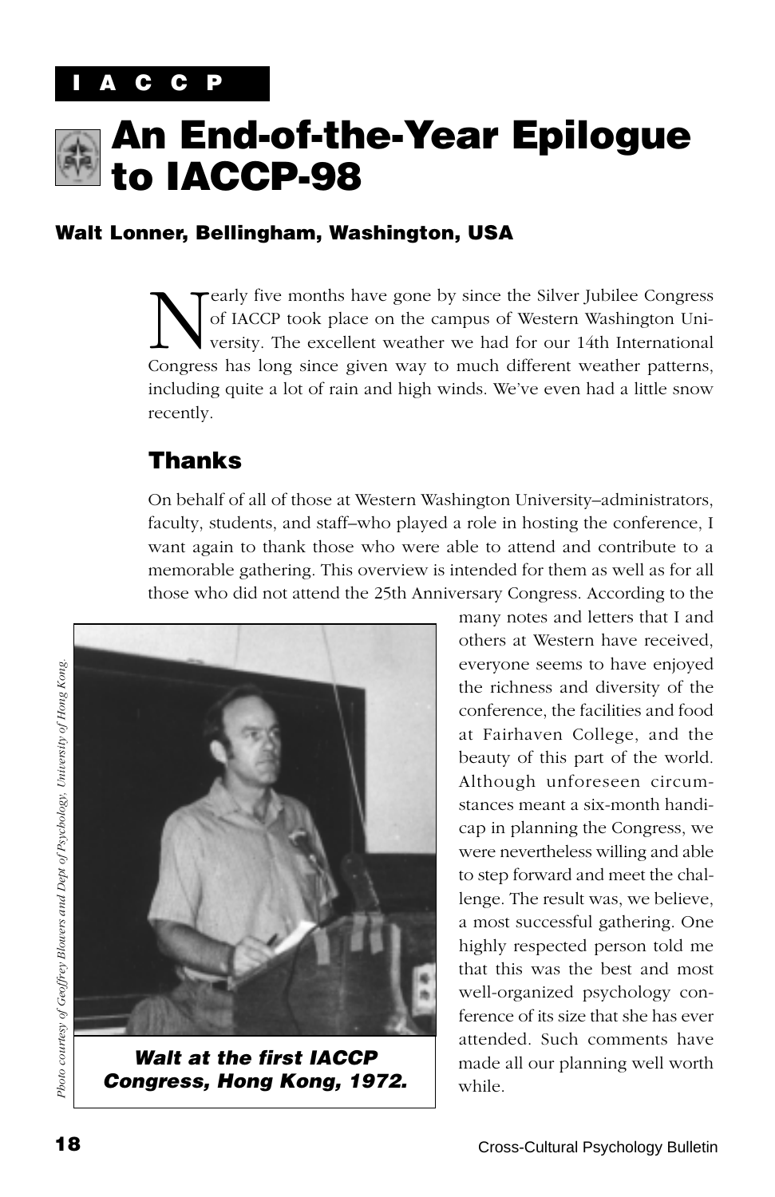IACCP

# An End-of-the-Year Epilogue to IACCP-98

**Walt Lonner, Bellingham, Washington, USA**

Nearly five months have gone by since the Silver Jubilee Congress of IACCP took place on the campus of Western Washington University. The excellent weather we had for our 14th International Congress has long since given way to much different weather patterns, including quite a lot of rain and high winds. We've even had a little snow recently.

## Thanks

On behalf of all of those at Western Washington University–administrators, faculty, students, and staff–who played a role in hosting the conference, I want again to thank those who were able to attend and contribute to a memorable gathering. This overview is intended for them as well as for all those who did not attend the 25th Anniversary Congress. According to the many notes and letters that I and others at Western have received, everyone seems to have enjoyed the richness and diversity of the conference, the facilities and food at Fairhaven College, and the beauty of this part of the world. Although unforeseen circumstances meant a six-month handicap in planning the Congress, we were nevertheless willing and able to step forward and meet the challenge. The result was, we believe, a most successful gathering. One highly respected person told me that this was the best and most well-organized psychology conference of its size that she has ever attended. Such comments have made all our planning well worth while.

***Walt at the first IACCP Congress, Hong Kong, 1972.***

*Photo courtesy of Geoffrey Blowers and Dept of Psychology, University of Hong Kong.*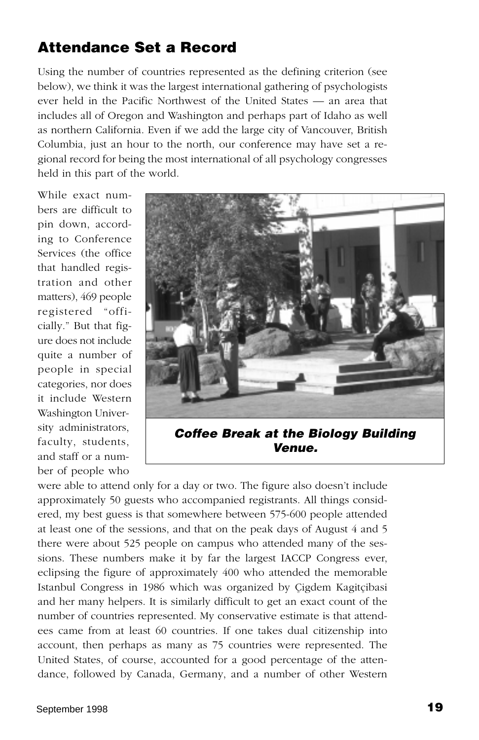## Attendance Set a Record

Using the number of countries represented as the defining criterion (see below), we think it was the largest international gathering of psychologists ever held in the Pacific Northwest of the United States — an area that includes all of Oregon and Washington and perhaps part of Idaho as well as northern California. Even if we add the large city of Vancouver, British Columbia, just an hour to the north, our conference may have set a regional record for being the most international of all psychology congresses held in this part of the world.

While exact numbers are difficult to pin down, according to Conference Services (the office that handled registration and other matters), 469 people registered "officially." But that figure does not include quite a number of people in special categories, nor does it include Western Washington University administrators, faculty, students, and staff or a number of people who were able to attend only for a day or two. The figure also doesn't include approximately 50 guests who accompanied registrants. All things considered, my best guess is that somewhere between 575-600 people attended at least one of the sessions, and that on the peak days of August 4 and 5 there were about 525 people on campus who attended many of the sessions. These numbers make it by far the largest IACCP Congress ever, eclipsing the figure of approximately 400 who attended the memorable Istanbul Congress in 1986 which was organized by Çigdem Kagitçibasi and her many helpers. It is similarly difficult to get an exact count of the number of countries represented. My conservative estimate is that attendees came from at least 60 countries. If one takes dual citizenship into account, then perhaps as many as 75 countries were represented. The United States, of course, accounted for a good percentage of the attendance, followed by Canada, Germany, and a number of other Western

***Coffee Break at the Biology Building Venue.***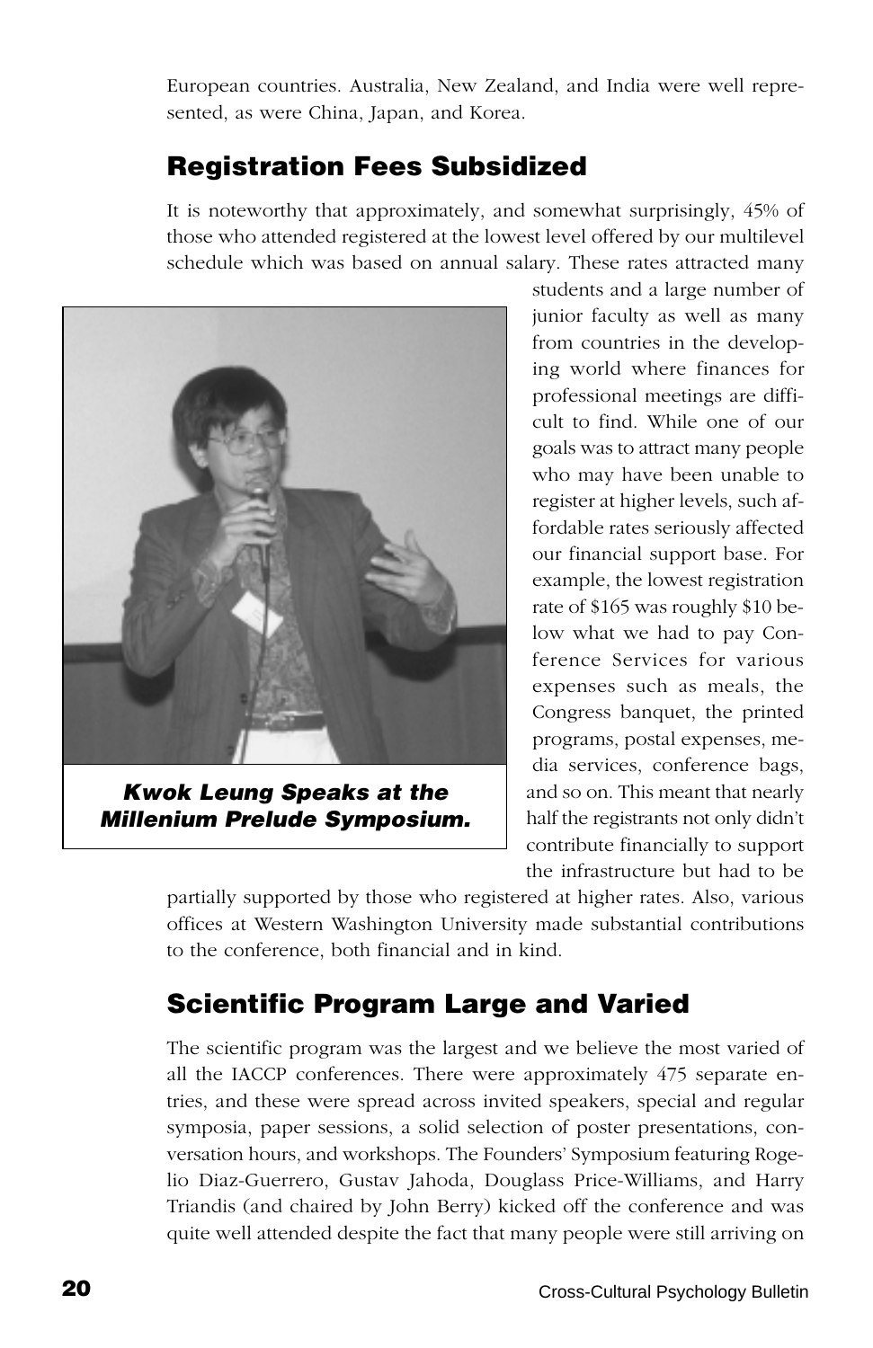European countries. Australia, New Zealand, and India were well represented, as were China, Japan, and Korea.

## Registration Fees Subsidized

It is noteworthy that approximately, and somewhat surprisingly, 45% of those who attended registered at the lowest level offered by our multilevel schedule which was based on annual salary. These rates attracted many students and a large number of junior faculty as well as many from countries in the developing world where finances for professional meetings are difficult to find. While one of our goals was to attract many people who may have been unable to register at higher levels, such affordable rates seriously affected our financial support base. For example, the lowest registration rate of $165 was roughly $10 below what we had to pay Conference Services for various expenses such as meals, the Congress banquet, the printed programs, postal expenses, media services, conference bags, and so on. This meant that nearly half the registrants not only didn't contribute financially to support the infrastructure but had to be partially supported by those who registered at higher rates. Also, various offices at Western Washington University made substantial contributions to the conference, both financial and in kind.

***Kwok Leung Speaks at the Millenium Prelude Symposium.***

## Scientific Program Large and Varied

The scientific program was the largest and we believe the most varied of all the IACCP conferences. There were approximately 475 separate entries, and these were spread across invited speakers, special and regular symposia, paper sessions, a solid selection of poster presentations, conversation hours, and workshops. The Founders' Symposium featuring Rogelio Diaz-Guerrero, Gustav Jahoda, Douglass Price-Williams, and Harry Triandis (and chaired by John Berry) kicked off the conference and was quite well attended despite the fact that many people were still arriving on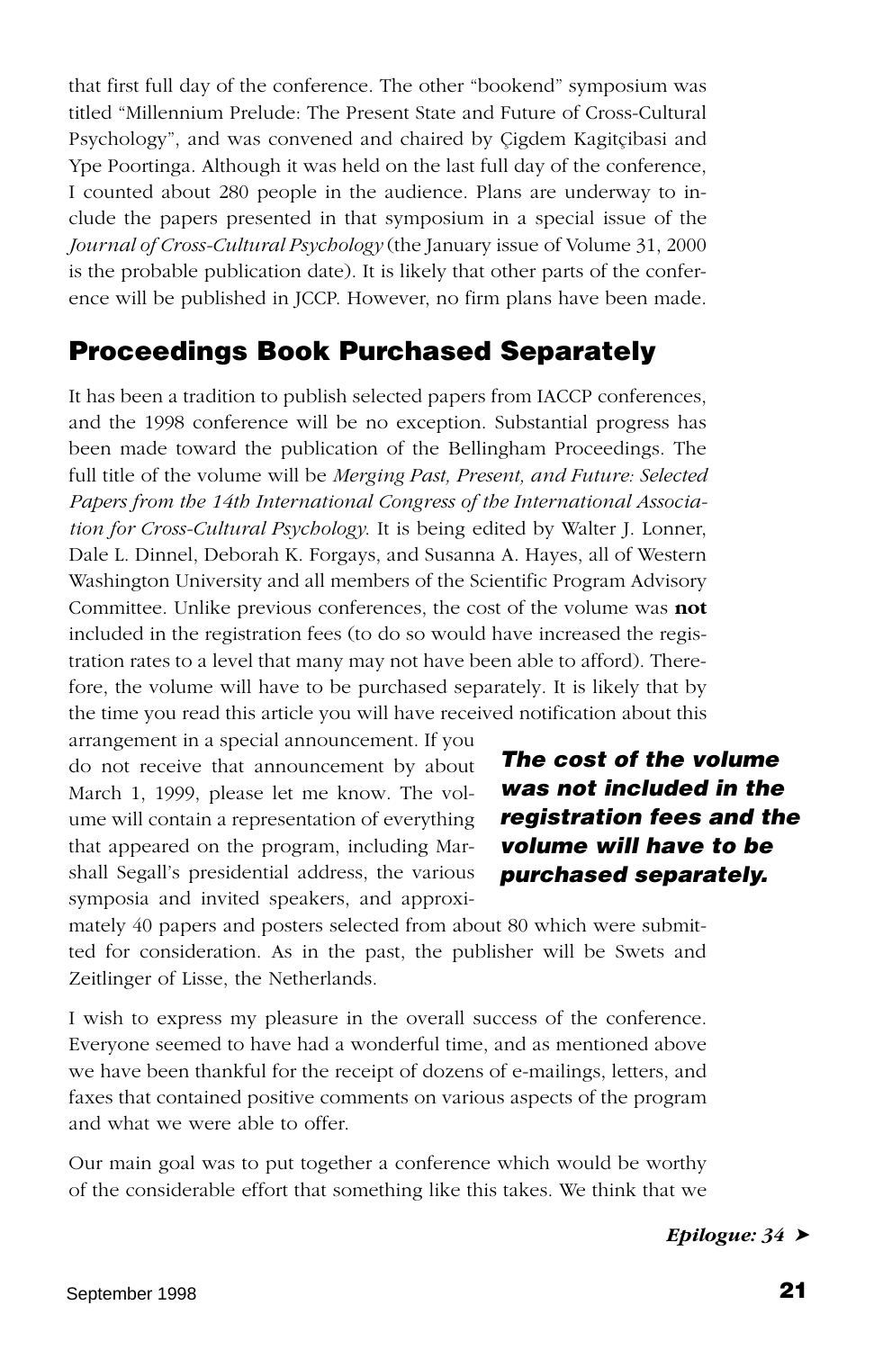that first full day of the conference. The other "bookend" symposium was titled "Millennium Prelude: The Present State and Future of Cross-Cultural Psychology", and was convened and chaired by Çigdem Kagitçibasi and Ype Poortinga. Although it was held on the last full day of the conference, I counted about 280 people in the audience. Plans are underway to include the papers presented in that symposium in a special issue of the *Journal of Cross-Cultural Psychology* (the January issue of Volume 31, 2000 is the probable publication date). It is likely that other parts of the conference will be published in JCCP. However, no firm plans have been made.

## Proceedings Book Purchased Separately

It has been a tradition to publish selected papers from IACCP conferences, and the 1998 conference will be no exception. Substantial progress has been made toward the publication of the Bellingham Proceedings. The full title of the volume will be *Merging Past, Present, and Future: Selected Papers from the 14th International Congress of the International Association for Cross-Cultural Psychology.* It is being edited by Walter J. Lonner, Dale L. Dinnel, Deborah K. Forgays, and Susanna A. Hayes, all of Western Washington University and all members of the Scientific Program Advisory Committee. Unlike previous conferences, the cost of the volume was **not** included in the registration fees (to do so would have increased the registration rates to a level that many may not have been able to afford). Therefore, the volume will have to be purchased separately. It is likely that by the time you read this article you will have received notification about this arrangement in a special announcement. If you do not receive that announcement by about March 1, 1999, please let me know. The volume will contain a representation of everything that appeared on the program, including Marshall Segall's presidential address, the various symposia and invited speakers, and approximately 40 papers and posters selected from about 80 which were submitted for consideration. As in the past, the publisher will be Swets and Zeitlinger of Lisse, the Netherlands.

***The cost of the volume was not included in the registration fees and the volume will have to be purchased separately.***

I wish to express my pleasure in the overall success of the conference. Everyone seemed to have had a wonderful time, and as mentioned above we have been thankful for the receipt of dozens of e-mailings, letters, and faxes that contained positive comments on various aspects of the program and what we were able to offer.

Our main goal was to put together a conference which would be worthy of the considerable effort that something like this takes. We think that we

*Epilogue: 34* ➤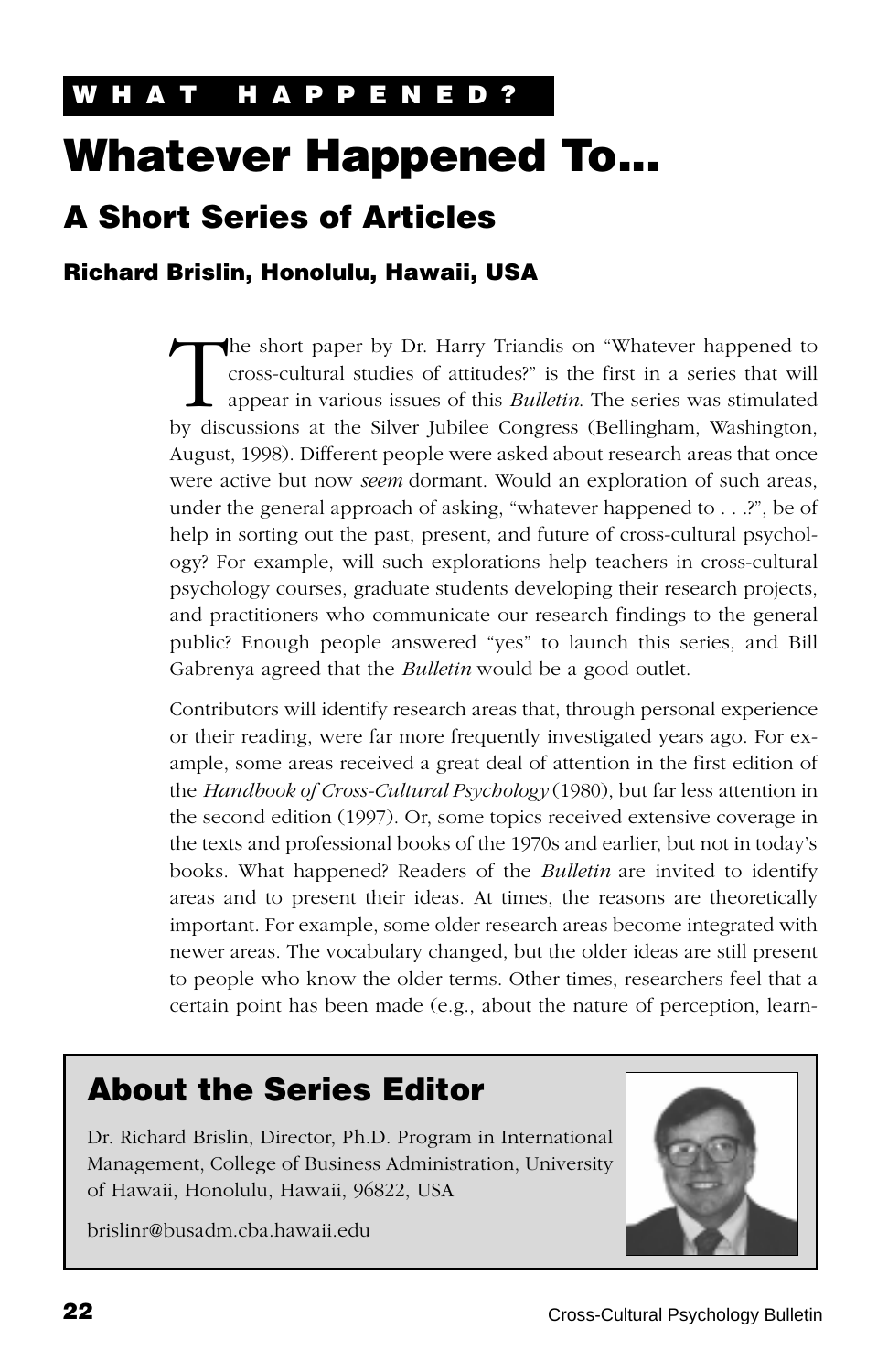**WHAT HAPPENED?**

# Whatever Happened To...

## A Short Series of Articles

### Richard Brislin, Honolulu, Hawaii, USA

The short paper by Dr. Harry Triandis on "Whatever happened to cross-cultural studies of attitudes?" is the first in a series that will appear in various issues of this *Bulletin*. The series was stimulated by discussions at the Silver Jubilee Congress (Bellingham, Washington, August, 1998). Different people were asked about research areas that once were active but now *seem* dormant. Would an exploration of such areas, under the general approach of asking, "whatever happened to . . .?", be of help in sorting out the past, present, and future of cross-cultural psychology? For example, will such explorations help teachers in cross-cultural psychology courses, graduate students developing their research projects, and practitioners who communicate our research findings to the general public? Enough people answered "yes" to launch this series, and Bill Gabrenya agreed that the *Bulletin* would be a good outlet.

Contributors will identify research areas that, through personal experience or their reading, were far more frequently investigated years ago. For example, some areas received a great deal of attention in the first edition of the *Handbook of Cross-Cultural Psychology* (1980), but far less attention in the second edition (1997). Or, some topics received extensive coverage in the texts and professional books of the 1970s and earlier, but not in today's books. What happened? Readers of the *Bulletin* are invited to identify areas and to present their ideas. At times, the reasons are theoretically important. For example, some older research areas become integrated with newer areas. The vocabulary changed, but the older ideas are still present to people who know the older terms. Other times, researchers feel that a certain point has been made (e.g., about the nature of perception, learn-

## About the Series Editor

Dr. Richard Brislin, Director, Ph.D. Program in International Management, College of Business Administration, University of Hawaii, Honolulu, Hawaii, 96822, USA

brislinr@busadm.cba.hawaii.edu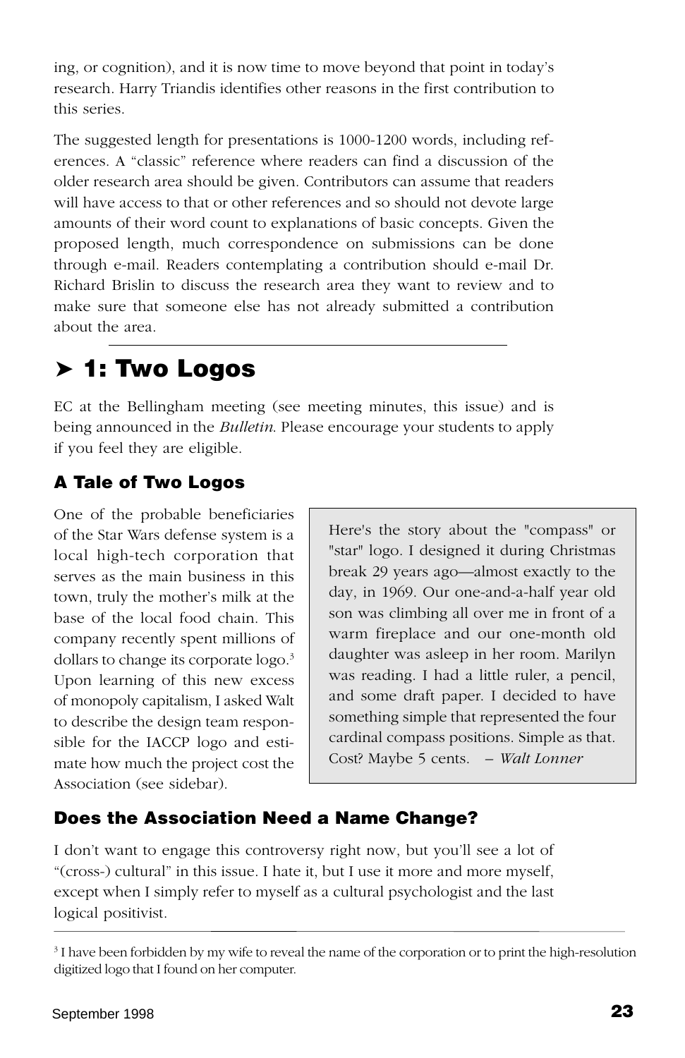ing, or cognition), and it is now time to move beyond that point in today's research. Harry Triandis identifies other reasons in the first contribution to this series.

The suggested length for presentations is 1000-1200 words, including references. A "classic" reference where readers can find a discussion of the older research area should be given. Contributors can assume that readers will have access to that or other references and so should not devote large amounts of their word count to explanations of basic concepts. Given the proposed length, much correspondence on submissions can be done through e-mail. Readers contemplating a contribution should e-mail Dr. Richard Brislin to discuss the research area they want to review and to make sure that someone else has not already submitted a contribution about the area.

## ➤ 1: Two Logos

EC at the Bellingham meeting (see meeting minutes, this issue) and is being announced in the *Bulletin*. Please encourage your students to apply if you feel they are eligible.

### A Tale of Two Logos

One of the probable beneficiaries of the Star Wars defense system is a local high-tech corporation that serves as the main business in this town, truly the mother's milk at the base of the local food chain. This company recently spent millions of dollars to change its corporate logo.[3] Upon learning of this new excess of monopoly capitalism, I asked Walt to describe the design team responsible for the IACCP logo and estimate how much the project cost the Association (see sidebar).

> Here's the story about the "compass" or "star" logo. I designed it during Christmas break 29 years ago—almost exactly to the day, in 1969. Our one-and-a-half year old son was climbing all over me in front of a warm fireplace and our one-month old daughter was asleep in her room. Marilyn was reading. I had a little ruler, a pencil, and some draft paper. I decided to have something simple that represented the four cardinal compass positions. Simple as that. Cost? Maybe 5 cents. – *Walt Lonner*

### Does the Association Need a Name Change?

I don't want to engage this controversy right now, but you'll see a lot of "(cross-) cultural" in this issue. I hate it, but I use it more and more myself, except when I simply refer to myself as a cultural psychologist and the last logical positivist.

[3] I have been forbidden by my wife to reveal the name of the corporation or to print the high-resolution digitized logo that I found on her computer.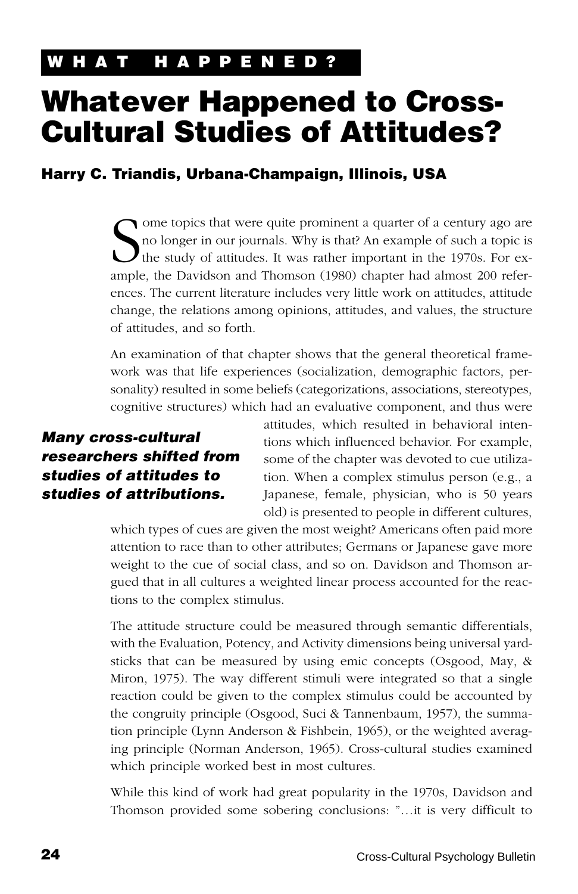WHAT HAPPENED?

# Whatever Happened to Cross-Cultural Studies of Attitudes?

**Harry C. Triandis, Urbana-Champaign, Illinois, USA**

Some topics that were quite prominent a quarter of a century ago are no longer in our journals. Why is that? An example of such a topic is the study of attitudes. It was rather important in the 1970s. For example, the Davidson and Thomson (1980) chapter had almost 200 references. The current literature includes very little work on attitudes, attitude change, the relations among opinions, attitudes, and values, the structure of attitudes, and so forth.

An examination of that chapter shows that the general theoretical framework was that life experiences (socialization, demographic factors, personality) resulted in some beliefs (categorizations, associations, stereotypes, cognitive structures) which had an evaluative component, and thus were attitudes, which resulted in behavioral intentions which influenced behavior. For example, some of the chapter was devoted to cue utilization. When a complex stimulus person (e.g., a Japanese, female, physician, who is 50 years old) is presented to people in different cultures, which types of cues are given the most weight? Americans often paid more attention to race than to other attributes; Germans or Japanese gave more weight to the cue of social class, and so on. Davidson and Thomson argued that in all cultures a weighted linear process accounted for the reactions to the complex stimulus.

***Many cross-cultural researchers shifted from studies of attitudes to studies of attributions.***

The attitude structure could be measured through semantic differentials, with the Evaluation, Potency, and Activity dimensions being universal yardsticks that can be measured by using emic concepts (Osgood, May, & Miron, 1975). The way different stimuli were integrated so that a single reaction could be given to the complex stimulus could be accounted by the congruity principle (Osgood, Suci & Tannenbaum, 1957), the summation principle (Lynn Anderson & Fishbein, 1965), or the weighted averaging principle (Norman Anderson, 1965). Cross-cultural studies examined which principle worked best in most cultures.

While this kind of work had great popularity in the 1970s, Davidson and Thomson provided some sobering conclusions: "…it is very difficult to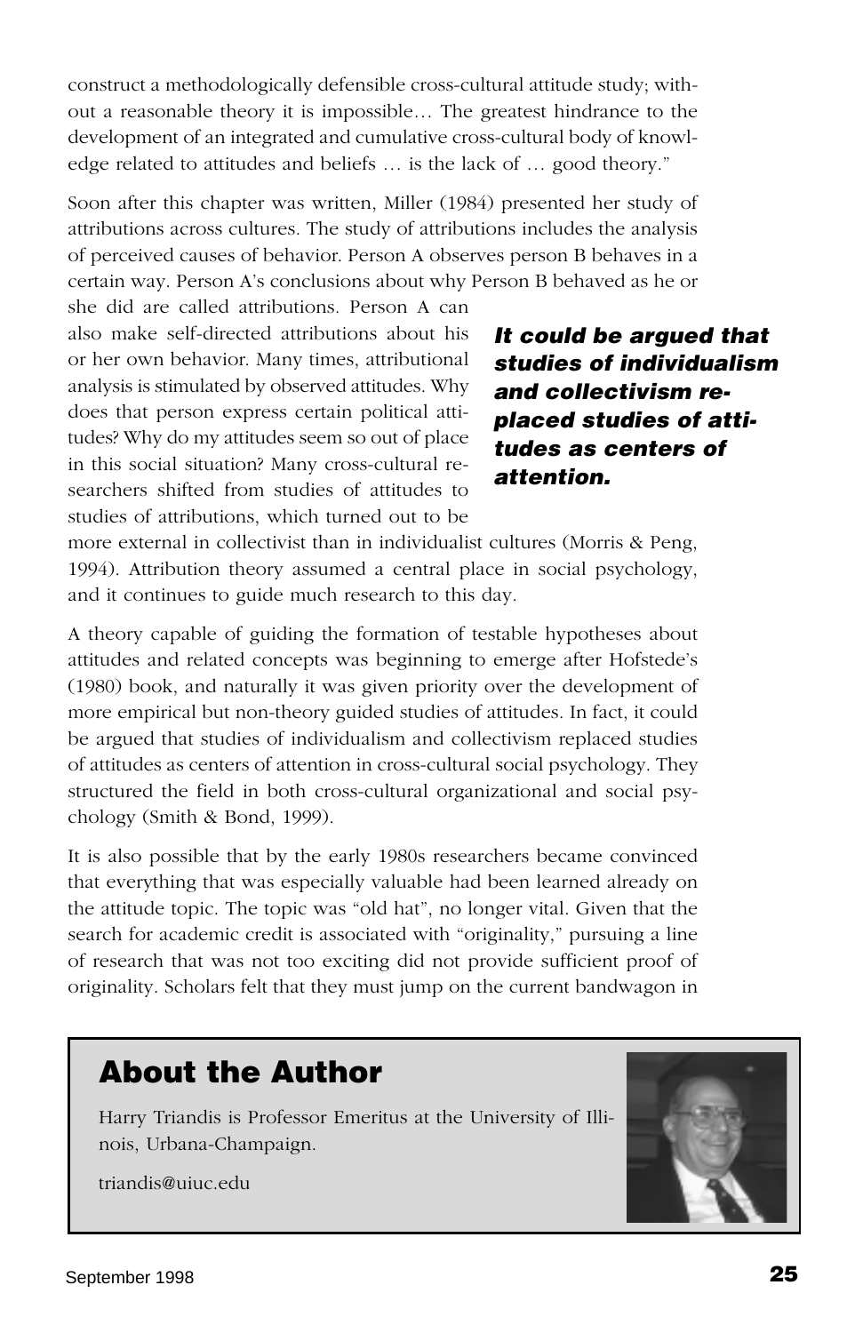construct a methodologically defensible cross-cultural attitude study; without a reasonable theory it is impossible… The greatest hindrance to the development of an integrated and cumulative cross-cultural body of knowledge related to attitudes and beliefs … is the lack of … good theory."

Soon after this chapter was written, Miller (1984) presented her study of attributions across cultures. The study of attributions includes the analysis of perceived causes of behavior. Person A observes person B behaves in a certain way. Person A's conclusions about why Person B behaved as he or she did are called attributions. Person A can also make self-directed attributions about his or her own behavior. Many times, attributional analysis is stimulated by observed attitudes. Why does that person express certain political attitudes? Why do my attitudes seem so out of place in this social situation? Many cross-cultural researchers shifted from studies of attitudes to studies of attributions, which turned out to be more external in collectivist than in individualist cultures (Morris & Peng, 1994). Attribution theory assumed a central place in social psychology, and it continues to guide much research to this day.

***It could be argued that studies of individualism and collectivism replaced studies of attitudes as centers of attention.***

A theory capable of guiding the formation of testable hypotheses about attitudes and related concepts was beginning to emerge after Hofstede's (1980) book, and naturally it was given priority over the development of more empirical but non-theory guided studies of attitudes. In fact, it could be argued that studies of individualism and collectivism replaced studies of attitudes as centers of attention in cross-cultural social psychology. They structured the field in both cross-cultural organizational and social psychology (Smith & Bond, 1999).

It is also possible that by the early 1980s researchers became convinced that everything that was especially valuable had been learned already on the attitude topic. The topic was "old hat", no longer vital. Given that the search for academic credit is associated with "originality," pursuing a line of research that was not too exciting did not provide sufficient proof of originality. Scholars felt that they must jump on the current bandwagon in

## About the Author

Harry Triandis is Professor Emeritus at the University of Illinois, Urbana-Champaign.

triandis@uiuc.edu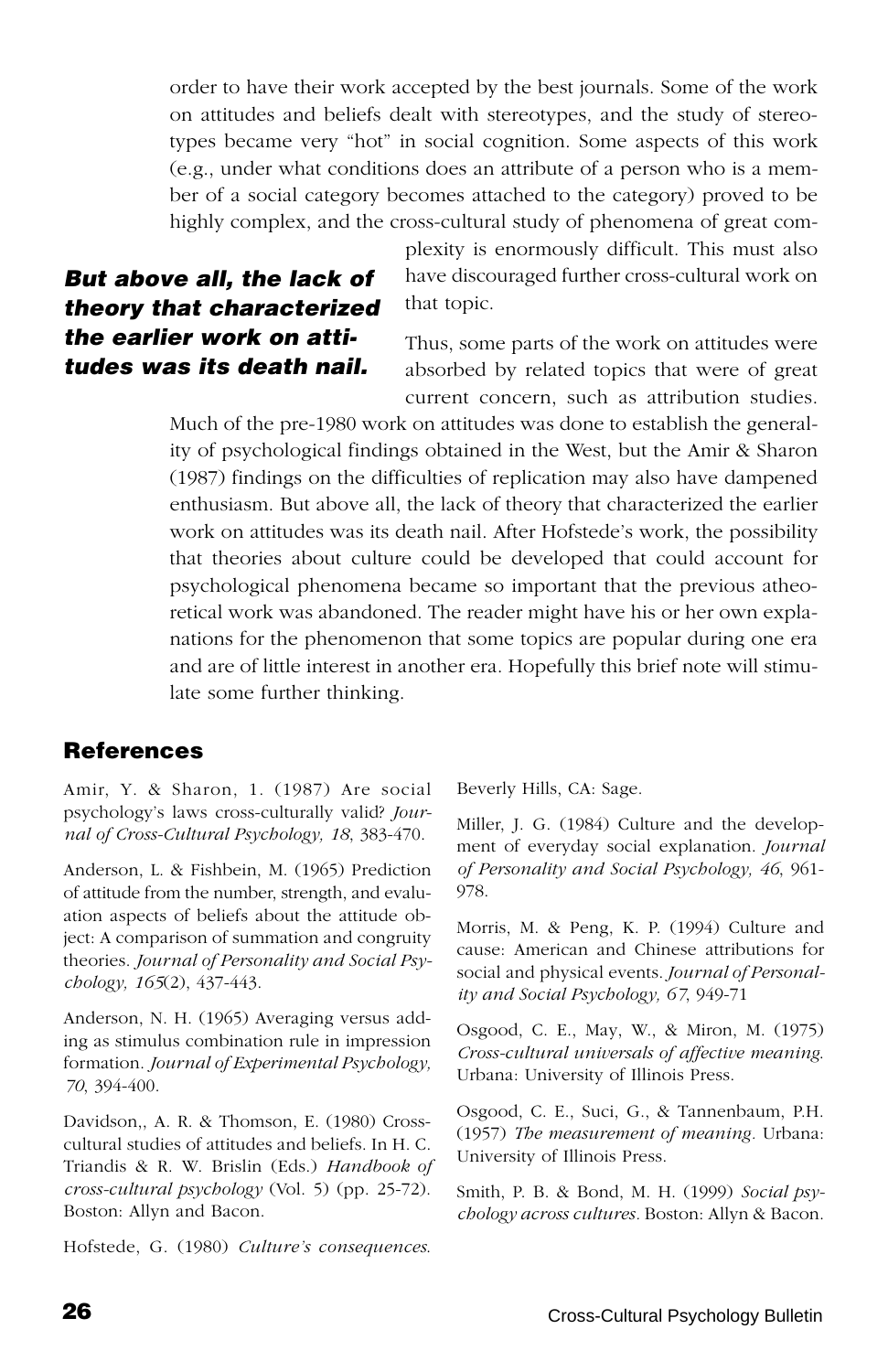order to have their work accepted by the best journals. Some of the work on attitudes and beliefs dealt with stereotypes, and the study of stereotypes became very "hot" in social cognition. Some aspects of this work (e.g., under what conditions does an attribute of a person who is a member of a social category becomes attached to the category) proved to be highly complex, and the cross-cultural study of phenomena of great complexity is enormously difficult. This must also have discouraged further cross-cultural work on that topic.

> ***But above all, the lack of theory that characterized the earlier work on attitudes was its death nail.***

Thus, some parts of the work on attitudes were absorbed by related topics that were of great current concern, such as attribution studies. Much of the pre-1980 work on attitudes was done to establish the generality of psychological findings obtained in the West, but the Amir & Sharon (1987) findings on the difficulties of replication may also have dampened enthusiasm. But above all, the lack of theory that characterized the earlier work on attitudes was its death nail. After Hofstede's work, the possibility that theories about culture could be developed that could account for psychological phenomena became so important that the previous atheoretical work was abandoned. The reader might have his or her own explanations for the phenomenon that some topics are popular during one era and are of little interest in another era. Hopefully this brief note will stimulate some further thinking.

## References

Amir, Y. & Sharon, 1. (1987) Are social psychology's laws cross-culturally valid? *Journal of Cross-Cultural Psychology, 18*, 383-470.

Anderson, L. & Fishbein, M. (1965) Prediction of attitude from the number, strength, and evaluation aspects of beliefs about the attitude object: A comparison of summation and congruity theories. *Journal of Personality and Social Psychology, 165*(2), 437-443.

Anderson, N. H. (1965) Averaging versus adding as stimulus combination rule in impression formation. *Journal of Experimental Psychology, 70*, 394-400.

Davidson,, A. R. & Thomson, E. (1980) Cross-cultural studies of attitudes and beliefs. In H. C. Triandis & R. W. Brislin (Eds.) *Handbook of cross-cultural psychology* (Vol. 5) (pp. 25-72). Boston: Allyn and Bacon.

Hofstede, G. (1980) *Culture's consequences.* Beverly Hills, CA: Sage.

Miller, J. G. (1984) Culture and the development of everyday social explanation. *Journal of Personality and Social Psychology, 46*, 961-978.

Morris, M. & Peng, K. P. (1994) Culture and cause: American and Chinese attributions for social and physical events. *Journal of Personality and Social Psychology, 67*, 949-71

Osgood, C. E., May, W., & Miron, M. (1975) *Cross-cultural universals of affective meaning.* Urbana: University of Illinois Press.

Osgood, C. E., Suci, G., & Tannenbaum, P.H. (1957) *The measurement of meaning.* Urbana: University of Illinois Press.

Smith, P. B. & Bond, M. H. (1999) *Social psychology across cultures*. Boston: Allyn & Bacon.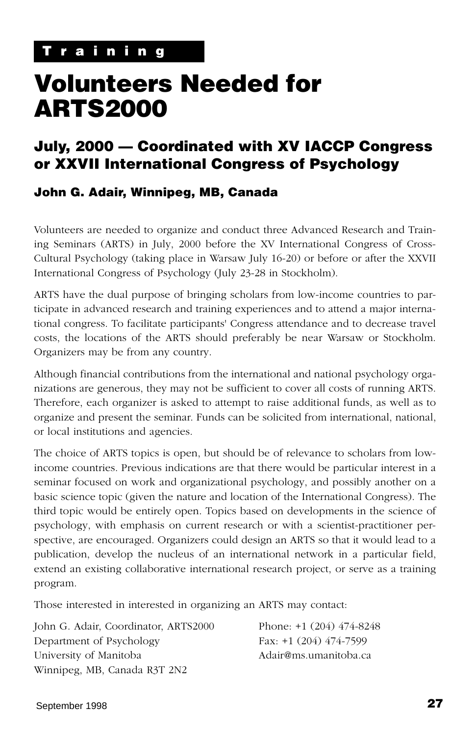**Training**

# Volunteers Needed for ARTS2000

## July, 2000 — Coordinated with XV IACCP Congress or XXVII International Congress of Psychology

### John G. Adair, Winnipeg, MB, Canada

Volunteers are needed to organize and conduct three Advanced Research and Training Seminars (ARTS) in July, 2000 before the XV International Congress of Cross-Cultural Psychology (taking place in Warsaw July 16-20) or before or after the XXVII International Congress of Psychology (July 23-28 in Stockholm).

ARTS have the dual purpose of bringing scholars from low-income countries to participate in advanced research and training experiences and to attend a major international congress. To facilitate participants' Congress attendance and to decrease travel costs, the locations of the ARTS should preferably be near Warsaw or Stockholm. Organizers may be from any country.

Although financial contributions from the international and national psychology organizations are generous, they may not be sufficient to cover all costs of running ARTS. Therefore, each organizer is asked to attempt to raise additional funds, as well as to organize and present the seminar. Funds can be solicited from international, national, or local institutions and agencies.

The choice of ARTS topics is open, but should be of relevance to scholars from low-income countries. Previous indications are that there would be particular interest in a seminar focused on work and organizational psychology, and possibly another on a basic science topic (given the nature and location of the International Congress). The third topic would be entirely open. Topics based on developments in the science of psychology, with emphasis on current research or with a scientist-practitioner perspective, are encouraged. Organizers could design an ARTS so that it would lead to a publication, develop the nucleus of an international network in a particular field, extend an existing collaborative international research project, or serve as a training program.

Those interested in interested in organizing an ARTS may contact:

John G. Adair, Coordinator, ARTS2000
Department of Psychology
University of Manitoba
Winnipeg, MB, Canada R3T 2N2

Phone: +1 (204) 474-8248
Fax: +1 (204) 474-7599
Adair@ms.umanitoba.ca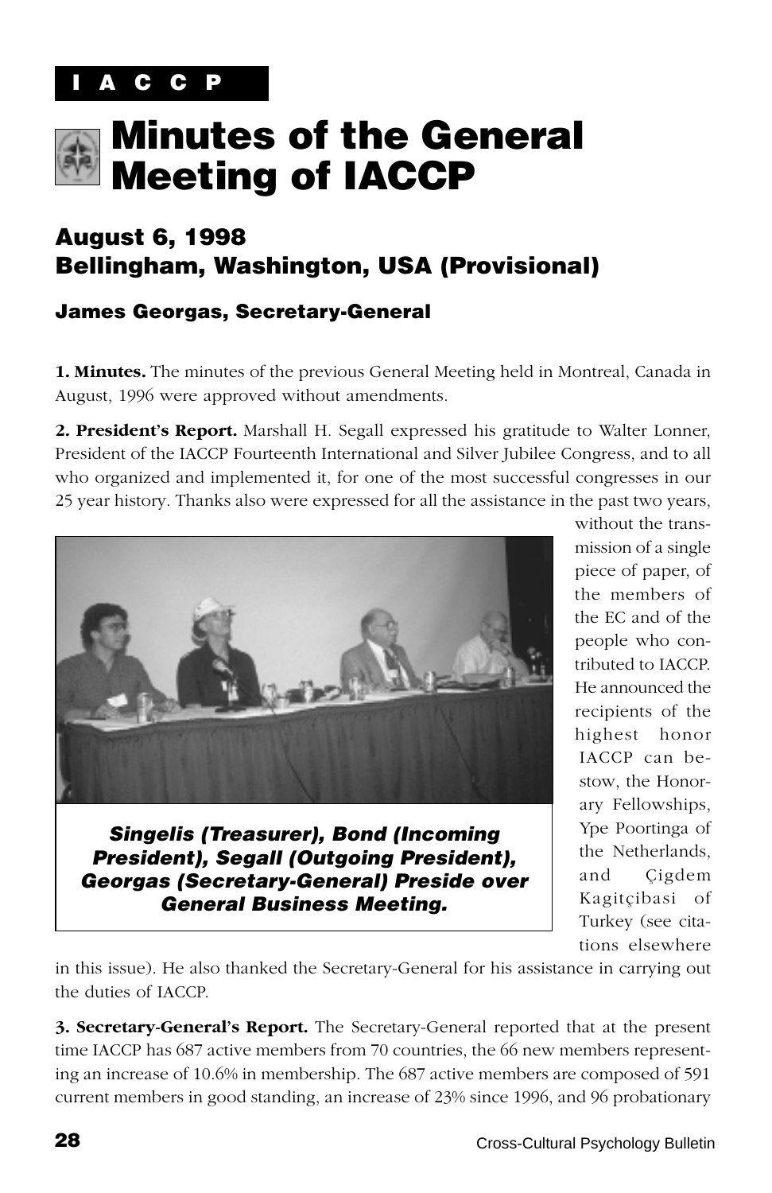I A C C P

# Minutes of the General Meeting of IACCP

## August 6, 1998
## Bellingham, Washington, USA (Provisional)

### James Georgas, Secretary-General

**1. Minutes.** The minutes of the previous General Meeting held in Montreal, Canada in August, 1996 were approved without amendments.

**2. President's Report.** Marshall H. Segall expressed his gratitude to Walter Lonner, President of the IACCP Fourteenth International and Silver Jubilee Congress, and to all who organized and implemented it, for one of the most successful congresses in our 25 year history. Thanks also were expressed for all the assistance in the past two years, without the transmission of a single piece of paper, of the members of the EC and of the people who contributed to IACCP. He announced the recipients of the highest honor IACCP can bestow, the Honorary Fellowships, Ype Poortinga of the Netherlands, and Çigdem Kagitçibasi of Turkey (see citations elsewhere in this issue). He also thanked the Secretary-General for his assistance in carrying out the duties of IACCP.

***Singelis (Treasurer), Bond (Incoming President), Segall (Outgoing President), Georgas (Secretary-General) Preside over General Business Meeting.***

**3. Secretary-General's Report.** The Secretary-General reported that at the present time IACCP has 687 active members from 70 countries, the 66 new members representing an increase of 10.6% in membership. The 687 active members are composed of 591 current members in good standing, an increase of 23% since 1996, and 96 probationary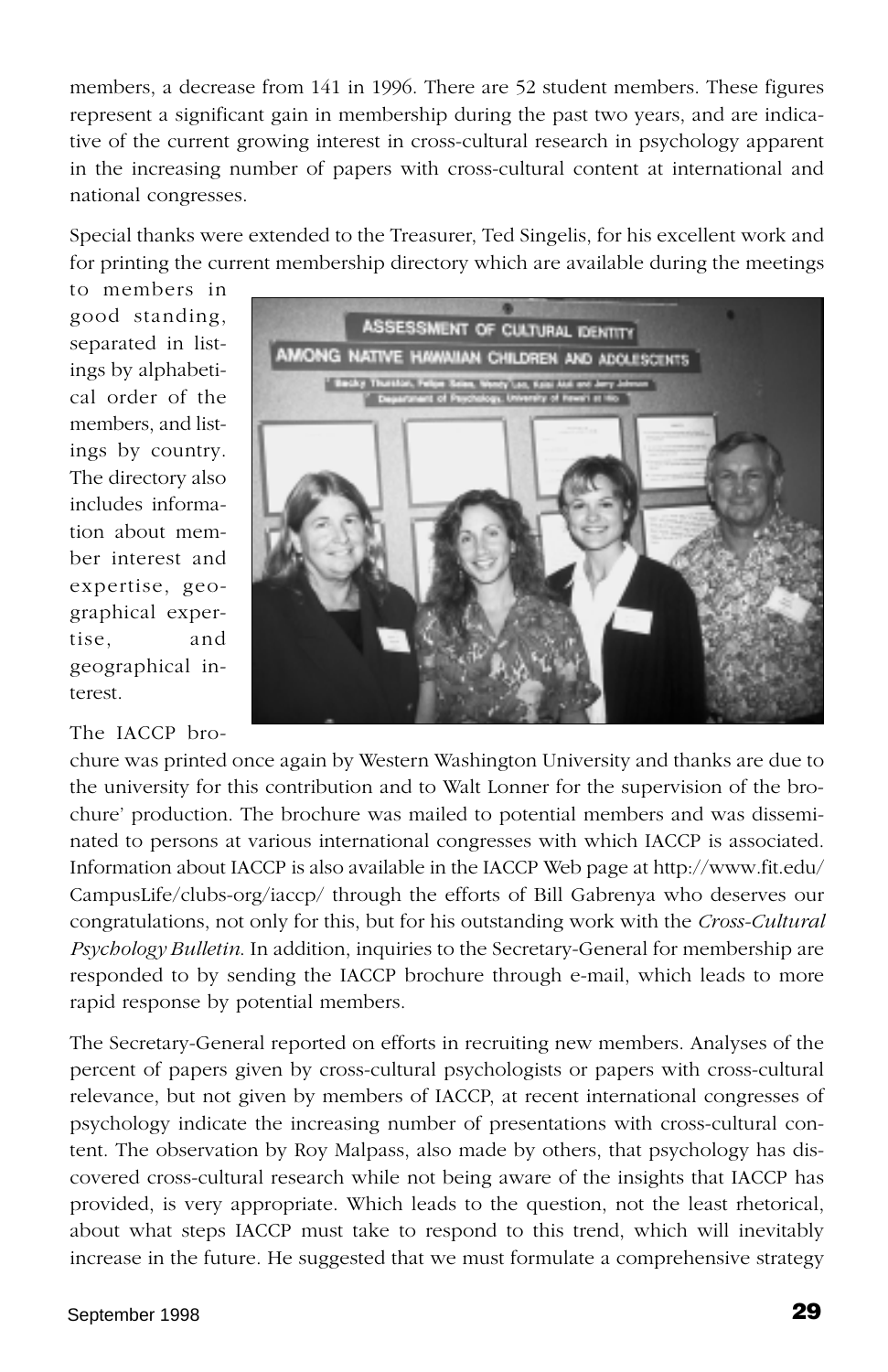members, a decrease from 141 in 1996. There are 52 student members. These figures represent a significant gain in membership during the past two years, and are indicative of the current growing interest in cross-cultural research in psychology apparent in the increasing number of papers with cross-cultural content at international and national congresses.

Special thanks were extended to the Treasurer, Ted Singelis, for his excellent work and for printing the current membership directory which are available during the meetings to members in good standing, separated in listings by alphabetical order of the members, and listings by country. The directory also includes information about member interest and expertise, geographical expertise, and geographical interest.

The IACCP brochure was printed once again by Western Washington University and thanks are due to the university for this contribution and to Walt Lonner for the supervision of the brochure' production. The brochure was mailed to potential members and was disseminated to persons at various international congresses with which IACCP is associated. Information about IACCP is also available in the IACCP Web page at http://www.fit.edu/CampusLife/clubs-org/iaccp/ through the efforts of Bill Gabrenya who deserves our congratulations, not only for this, but for his outstanding work with the *Cross-Cultural Psychology Bulletin*. In addition, inquiries to the Secretary-General for membership are responded to by sending the IACCP brochure through e-mail, which leads to more rapid response by potential members.

The Secretary-General reported on efforts in recruiting new members. Analyses of the percent of papers given by cross-cultural psychologists or papers with cross-cultural relevance, but not given by members of IACCP, at recent international congresses of psychology indicate the increasing number of presentations with cross-cultural content. The observation by Roy Malpass, also made by others, that psychology has discovered cross-cultural research while not being aware of the insights that IACCP has provided, is very appropriate. Which leads to the question, not the least rhetorical, about what steps IACCP must take to respond to this trend, which will inevitably increase in the future. He suggested that we must formulate a comprehensive strategy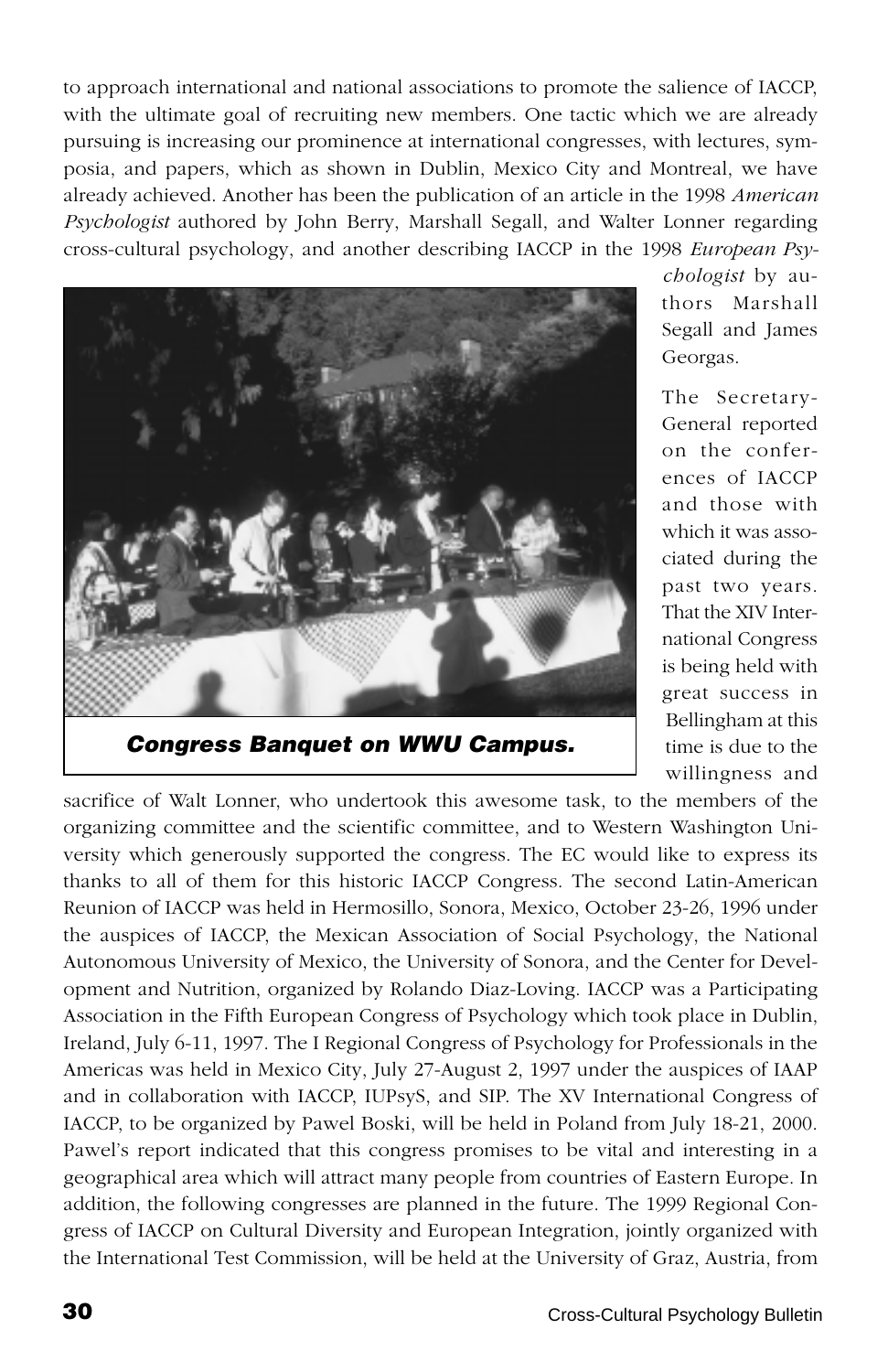to approach international and national associations to promote the salience of IACCP, with the ultimate goal of recruiting new members. One tactic which we are already pursuing is increasing our prominence at international congresses, with lectures, symposia, and papers, which as shown in Dublin, Mexico City and Montreal, we have already achieved. Another has been the publication of an article in the 1998 *American Psychologist* authored by John Berry, Marshall Segall, and Walter Lonner regarding cross-cultural psychology, and another describing IACCP in the 1998 *European Psychologist* by authors Marshall Segall and James Georgas.

***Congress Banquet on WWU Campus.***

The Secretary-General reported on the conferences of IACCP and those with which it was associated during the past two years. That the XIV International Congress is being held with great success in Bellingham at this time is due to the willingness and sacrifice of Walt Lonner, who undertook this awesome task, to the members of the organizing committee and the scientific committee, and to Western Washington University which generously supported the congress. The EC would like to express its thanks to all of them for this historic IACCP Congress. The second Latin-American Reunion of IACCP was held in Hermosillo, Sonora, Mexico, October 23-26, 1996 under the auspices of IACCP, the Mexican Association of Social Psychology, the National Autonomous University of Mexico, the University of Sonora, and the Center for Development and Nutrition, organized by Rolando Diaz-Loving. IACCP was a Participating Association in the Fifth European Congress of Psychology which took place in Dublin, Ireland, July 6-11, 1997. The I Regional Congress of Psychology for Professionals in the Americas was held in Mexico City, July 27-August 2, 1997 under the auspices of IAAP and in collaboration with IACCP, IUPsyS, and SIP. The XV International Congress of IACCP, to be organized by Pawel Boski, will be held in Poland from July 18-21, 2000. Pawel's report indicated that this congress promises to be vital and interesting in a geographical area which will attract many people from countries of Eastern Europe. In addition, the following congresses are planned in the future. The 1999 Regional Congress of IACCP on Cultural Diversity and European Integration, jointly organized with the International Test Commission, will be held at the University of Graz, Austria, from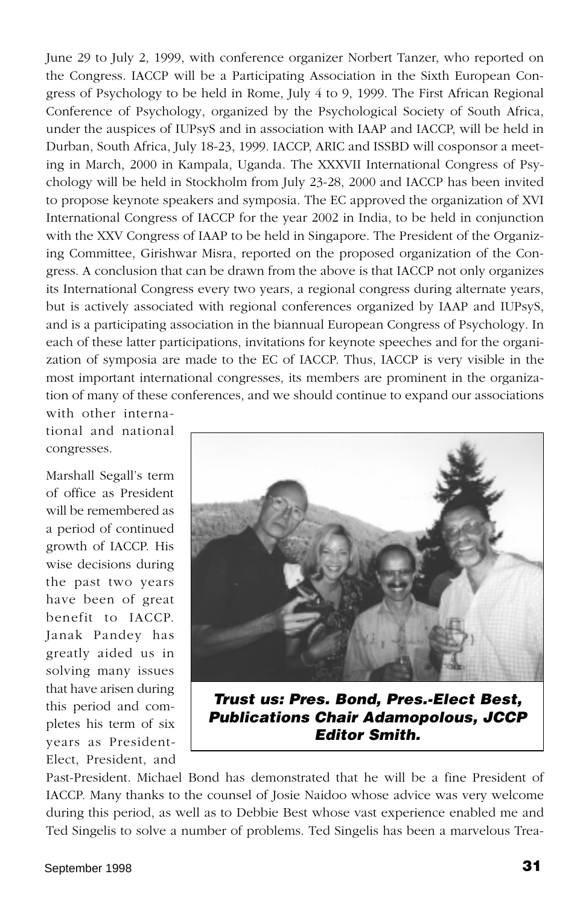June 29 to July 2, 1999, with conference organizer Norbert Tanzer, who reported on the Congress. IACCP will be a Participating Association in the Sixth European Congress of Psychology to be held in Rome, July 4 to 9, 1999. The First African Regional Conference of Psychology, organized by the Psychological Society of South Africa, under the auspices of IUPsyS and in association with IAAP and IACCP, will be held in Durban, South Africa, July 18-23, 1999. IACCP, ARIC and ISSBD will cosponsor a meeting in March, 2000 in Kampala, Uganda. The XXXVII International Congress of Psychology will be held in Stockholm from July 23-28, 2000 and IACCP has been invited to propose keynote speakers and symposia. The EC approved the organization of XVI International Congress of IACCP for the year 2002 in India, to be held in conjunction with the XXV Congress of IAAP to be held in Singapore. The President of the Organizing Committee, Girishwar Misra, reported on the proposed organization of the Congress. A conclusion that can be drawn from the above is that IACCP not only organizes its International Congress every two years, a regional congress during alternate years, but is actively associated with regional conferences organized by IAAP and IUPsyS, and is a participating association in the biannual European Congress of Psychology. In each of these latter participations, invitations for keynote speeches and for the organization of symposia are made to the EC of IACCP. Thus, IACCP is very visible in the most important international congresses, its members are prominent in the organization of many of these conferences, and we should continue to expand our associations with other international and national congresses.

***Trust us: Pres. Bond, Pres.-Elect Best, Publications Chair Adamopolous, JCCP Editor Smith.***

Marshall Segall's term of office as President will be remembered as a period of continued growth of IACCP. His wise decisions during the past two years have been of great benefit to IACCP. Janak Pandey has greatly aided us in solving many issues that have arisen during this period and completes his term of six years as President-Elect, President, and Past-President. Michael Bond has demonstrated that he will be a fine President of IACCP. Many thanks to the counsel of Josie Naidoo whose advice was very welcome during this period, as well as to Debbie Best whose vast experience enabled me and Ted Singelis to solve a number of problems. Ted Singelis has been a marvelous Trea-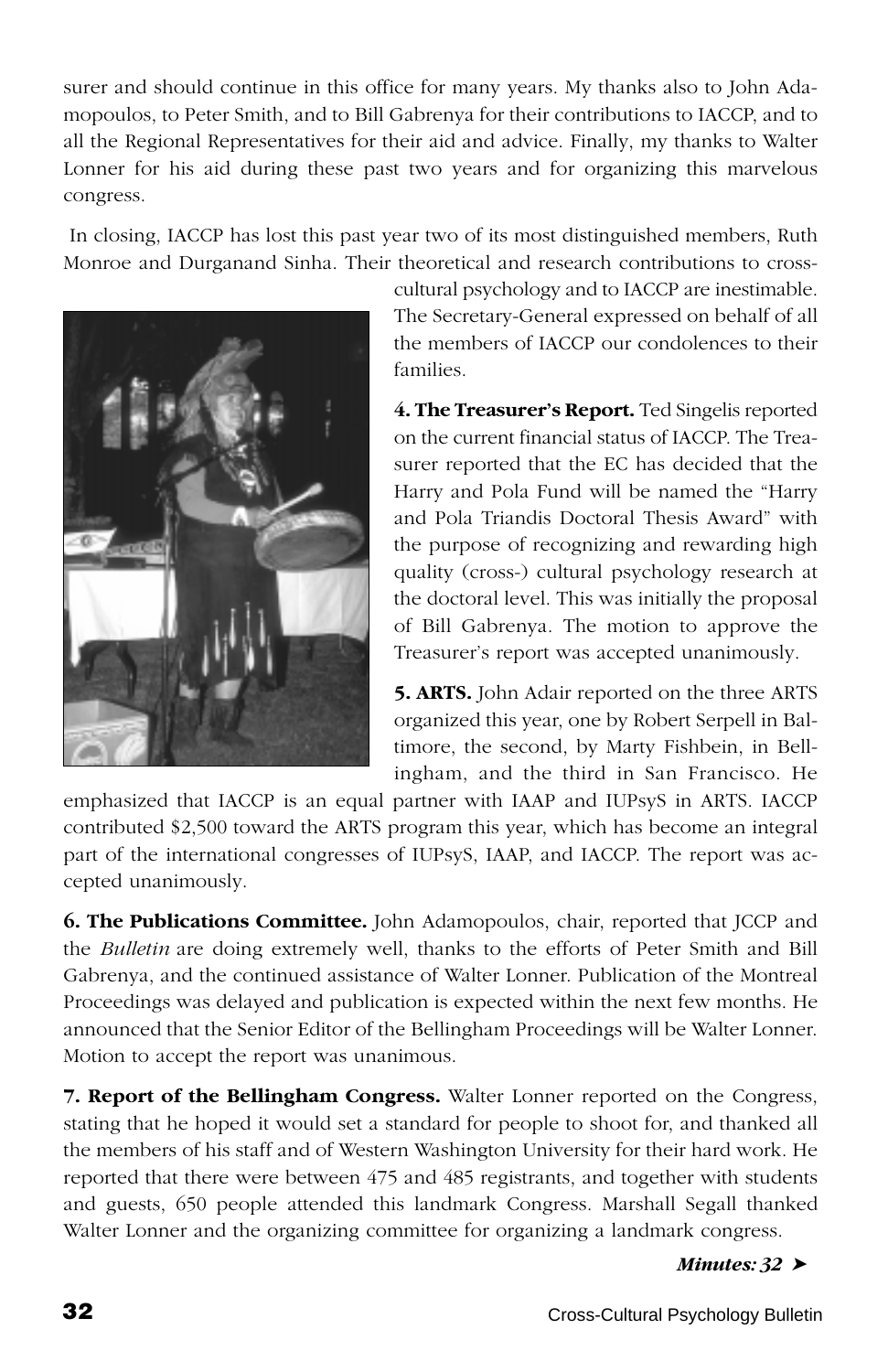surer and should continue in this office for many years. My thanks also to John Adamopoulos, to Peter Smith, and to Bill Gabrenya for their contributions to IACCP, and to all the Regional Representatives for their aid and advice. Finally, my thanks to Walter Lonner for his aid during these past two years and for organizing this marvelous congress.

In closing, IACCP has lost this past year two of its most distinguished members, Ruth Monroe and Durganand Sinha. Their theoretical and research contributions to cross-cultural psychology and to IACCP are inestimable. The Secretary-General expressed on behalf of all the members of IACCP our condolences to their families.

**4. The Treasurer's Report.** Ted Singelis reported on the current financial status of IACCP. The Treasurer reported that the EC has decided that the Harry and Pola Fund will be named the "Harry and Pola Triandis Doctoral Thesis Award" with the purpose of recognizing and rewarding high quality (cross-) cultural psychology research at the doctoral level. This was initially the proposal of Bill Gabrenya. The motion to approve the Treasurer's report was accepted unanimously.

**5. ARTS.** John Adair reported on the three ARTS organized this year, one by Robert Serpell in Baltimore, the second, by Marty Fishbein, in Bellingham, and the third in San Francisco. He emphasized that IACCP is an equal partner with IAAP and IUPsyS in ARTS. IACCP contributed $2,500 toward the ARTS program this year, which has become an integral part of the international congresses of IUPsyS, IAAP, and IACCP. The report was accepted unanimously.

**6. The Publications Committee.** John Adamopoulos, chair, reported that JCCP and the *Bulletin* are doing extremely well, thanks to the efforts of Peter Smith and Bill Gabrenya, and the continued assistance of Walter Lonner. Publication of the Montreal Proceedings was delayed and publication is expected within the next few months. He announced that the Senior Editor of the Bellingham Proceedings will be Walter Lonner. Motion to accept the report was unanimous.

**7. Report of the Bellingham Congress.** Walter Lonner reported on the Congress, stating that he hoped it would set a standard for people to shoot for, and thanked all the members of his staff and of Western Washington University for their hard work. He reported that there were between 475 and 485 registrants, and together with students and guests, 650 people attended this landmark Congress. Marshall Segall thanked Walter Lonner and the organizing committee for organizing a landmark congress.

***Minutes: 32*** ➤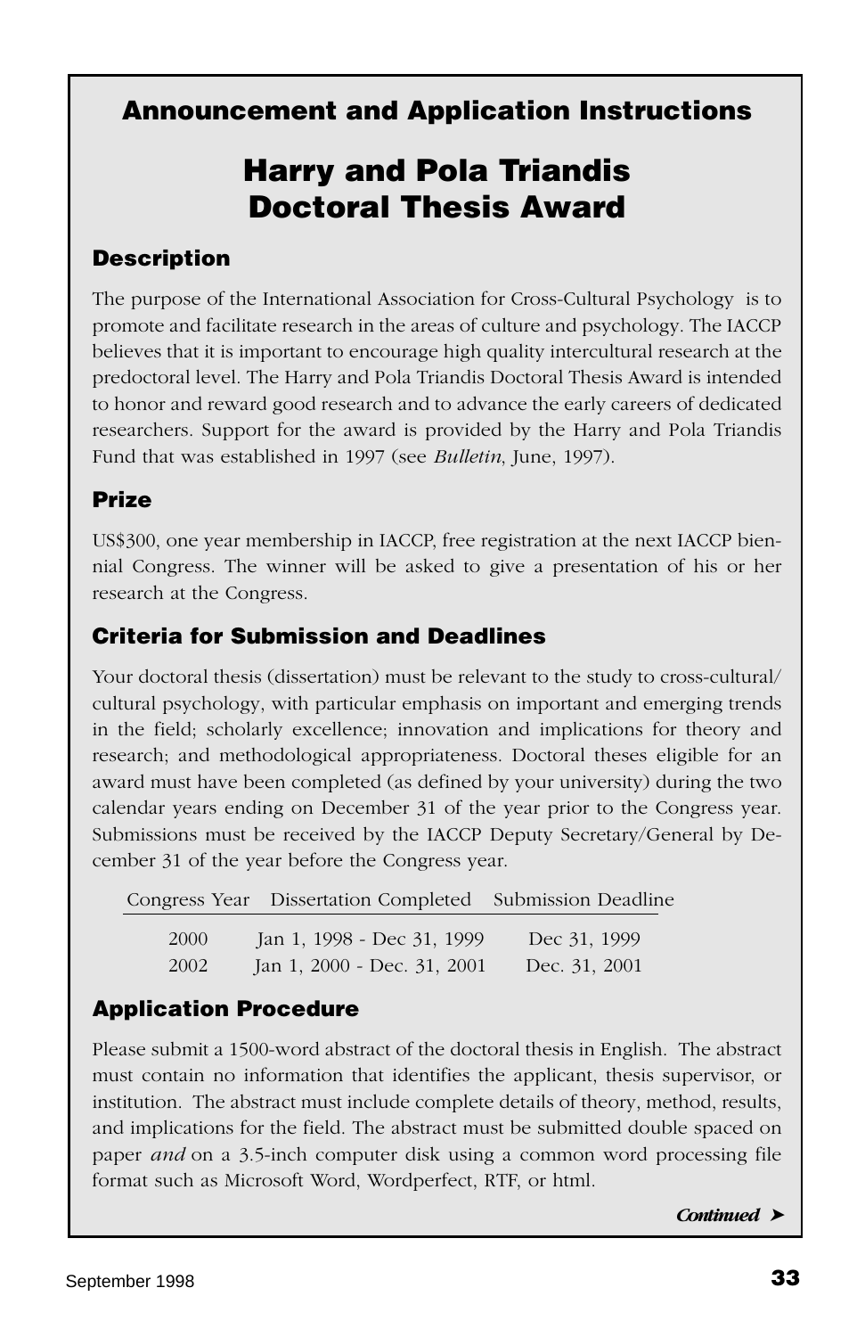## Announcement and Application Instructions

# Harry and Pola Triandis Doctoral Thesis Award

### Description

The purpose of the International Association for Cross-Cultural Psychology is to promote and facilitate research in the areas of culture and psychology. The IACCP believes that it is important to encourage high quality intercultural research at the predoctoral level. The Harry and Pola Triandis Doctoral Thesis Award is intended to honor and reward good research and to advance the early careers of dedicated researchers. Support for the award is provided by the Harry and Pola Triandis Fund that was established in 1997 (see *Bulletin*, June, 1997).

### Prize

US$300, one year membership in IACCP, free registration at the next IACCP biennial Congress. The winner will be asked to give a presentation of his or her research at the Congress.

### Criteria for Submission and Deadlines

Your doctoral thesis (dissertation) must be relevant to the study to cross-cultural/ cultural psychology, with particular emphasis on important and emerging trends in the field; scholarly excellence; innovation and implications for theory and research; and methodological appropriateness. Doctoral theses eligible for an award must have been completed (as defined by your university) during the two calendar years ending on December 31 of the year prior to the Congress year. Submissions must be received by the IACCP Deputy Secretary/General by December 31 of the year before the Congress year.

| Congress Year | Dissertation Completed | Submission Deadline |
|---|---|---|
| 2000 | Jan 1, 1998 - Dec 31, 1999 | Dec 31, 1999 |
| 2002 | Jan 1, 2000 - Dec. 31, 2001 | Dec. 31, 2001 |

### Application Procedure

Please submit a 1500-word abstract of the doctoral thesis in English. The abstract must contain no information that identifies the applicant, thesis supervisor, or institution. The abstract must include complete details of theory, method, results, and implications for the field. The abstract must be submitted double spaced on paper *and* on a 3.5-inch computer disk using a common word processing file format such as Microsoft Word, Wordperfect, RTF, or html.

***Continued ➤***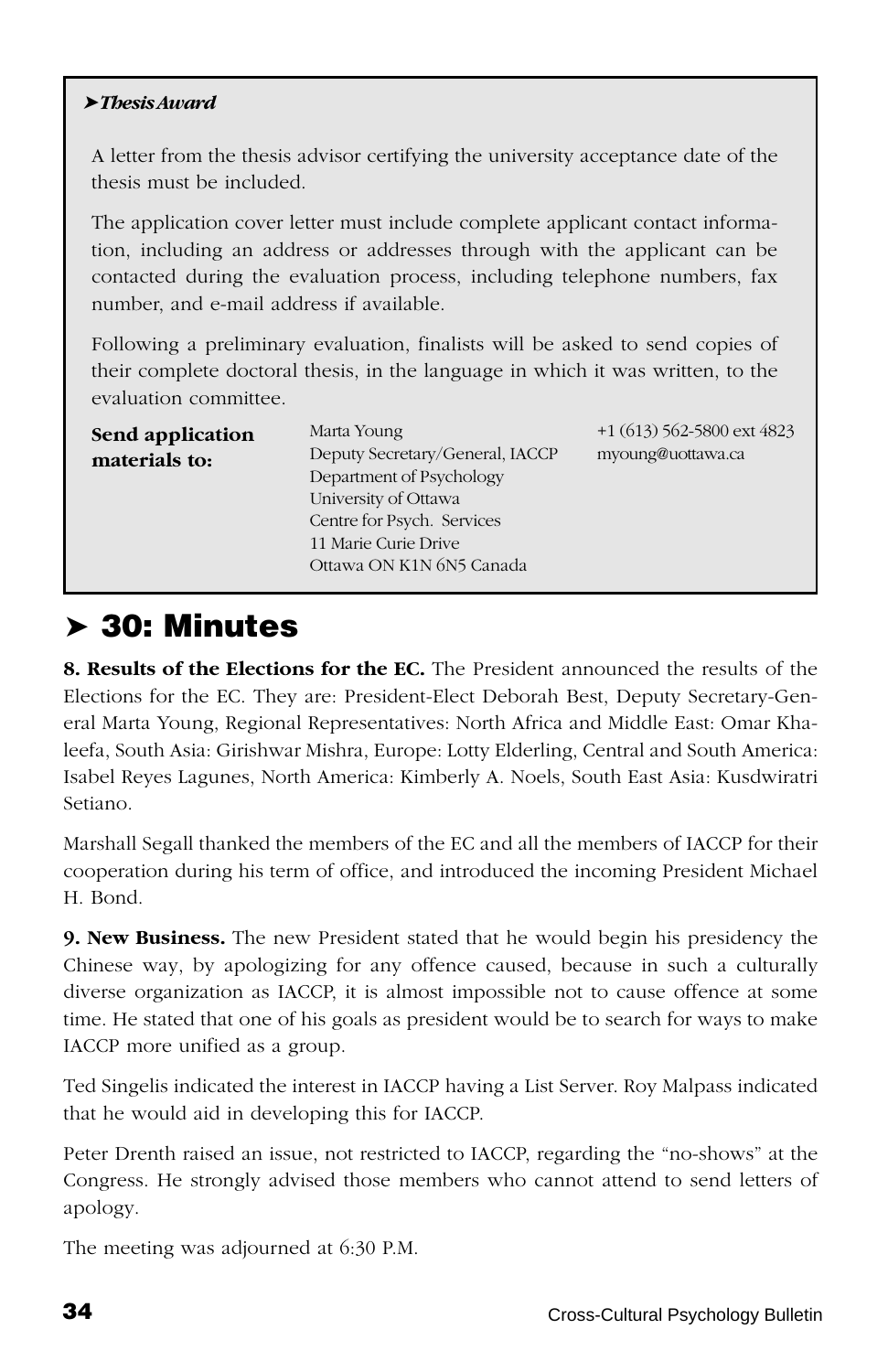**➤ *Thesis Award***

A letter from the thesis advisor certifying the university acceptance date of the thesis must be included.

The application cover letter must include complete applicant contact information, including an address or addresses through with the applicant can be contacted during the evaluation process, including telephone numbers, fax number, and e-mail address if available.

Following a preliminary evaluation, finalists will be asked to send copies of their complete doctoral thesis, in the language in which it was written, to the evaluation committee.

| **Send application materials to:** | Marta Young<br>Deputy Secretary/General, IACCP<br>Department of Psychology<br>University of Ottawa<br>Centre for Psych. Services<br>11 Marie Curie Drive<br>Ottawa ON K1N 6N5 Canada | +1 (613) 562-5800 ext 4823<br>myoung@uottawa.ca |
|---|---|---|

# ➤ 30: Minutes

**8. Results of the Elections for the EC.** The President announced the results of the Elections for the EC. They are: President-Elect Deborah Best, Deputy Secretary-General Marta Young, Regional Representatives: North Africa and Middle East: Omar Khaleefa, South Asia: Girishwar Mishra, Europe: Lotty Elderling, Central and South America: Isabel Reyes Lagunes, North America: Kimberly A. Noels, South East Asia: Kusdwiratri Setiano.

Marshall Segall thanked the members of the EC and all the members of IACCP for their cooperation during his term of office, and introduced the incoming President Michael H. Bond.

**9. New Business.** The new President stated that he would begin his presidency the Chinese way, by apologizing for any offence caused, because in such a culturally diverse organization as IACCP, it is almost impossible not to cause offence at some time. He stated that one of his goals as president would be to search for ways to make IACCP more unified as a group.

Ted Singelis indicated the interest in IACCP having a List Server. Roy Malpass indicated that he would aid in developing this for IACCP.

Peter Drenth raised an issue, not restricted to IACCP, regarding the "no-shows" at the Congress. He strongly advised those members who cannot attend to send letters of apology.

The meeting was adjourned at 6:30 P.M.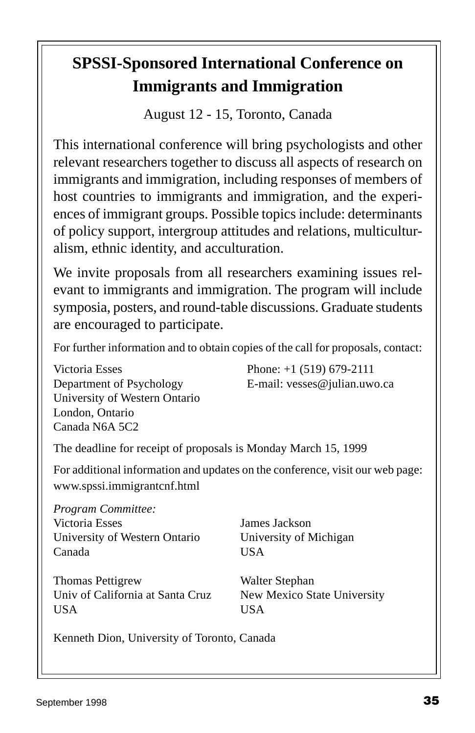# SPSSI-Sponsored International Conference on Immigrants and Immigration

August 12 - 15, Toronto, Canada

This international conference will bring psychologists and other relevant researchers together to discuss all aspects of research on immigrants and immigration, including responses of members of host countries to immigrants and immigration, and the experiences of immigrant groups. Possible topics include: determinants of policy support, intergroup attitudes and relations, multiculturalism, ethnic identity, and acculturation.

We invite proposals from all researchers examining issues relevant to immigrants and immigration. The program will include symposia, posters, and round-table discussions. Graduate students are encouraged to participate.

For further information and to obtain copies of the call for proposals, contact:

Victoria Esses
Department of Psychology
University of Western Ontario
London, Ontario
Canada N6A 5C2

Phone: +1 (519) 679-2111
E-mail: vesses@julian.uwo.ca

The deadline for receipt of proposals is Monday March 15, 1999

For additional information and updates on the conference, visit our web page: www.spssi.immigrantcnf.html

*Program Committee:*

Victoria Esses
University of Western Ontario
Canada

James Jackson
University of Michigan
USA

Thomas Pettigrew
Univ of California at Santa Cruz
USA

Walter Stephan
New Mexico State University
USA

Kenneth Dion, University of Toronto, Canada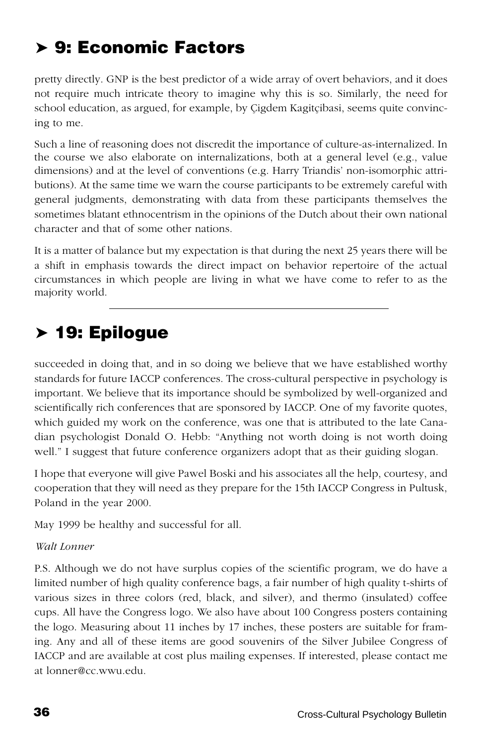## ➤ 9: Economic Factors

pretty directly. GNP is the best predictor of a wide array of overt behaviors, and it does not require much intricate theory to imagine why this is so. Similarly, the need for school education, as argued, for example, by Çigdem Kagitçibasi, seems quite convincing to me.

Such a line of reasoning does not discredit the importance of culture-as-internalized. In the course we also elaborate on internalizations, both at a general level (e.g., value dimensions) and at the level of conventions (e.g. Harry Triandis' non-isomorphic attributions). At the same time we warn the course participants to be extremely careful with general judgments, demonstrating with data from these participants themselves the sometimes blatant ethnocentrism in the opinions of the Dutch about their own national character and that of some other nations.

It is a matter of balance but my expectation is that during the next 25 years there will be a shift in emphasis towards the direct impact on behavior repertoire of the actual circumstances in which people are living in what we have come to refer to as the majority world.

---

## ➤ 19: Epilogue

succeeded in doing that, and in so doing we believe that we have established worthy standards for future IACCP conferences. The cross-cultural perspective in psychology is important. We believe that its importance should be symbolized by well-organized and scientifically rich conferences that are sponsored by IACCP. One of my favorite quotes, which guided my work on the conference, was one that is attributed to the late Canadian psychologist Donald O. Hebb: "Anything not worth doing is not worth doing well." I suggest that future conference organizers adopt that as their guiding slogan.

I hope that everyone will give Pawel Boski and his associates all the help, courtesy, and cooperation that they will need as they prepare for the 15th IACCP Congress in Pultusk, Poland in the year 2000.

May 1999 be healthy and successful for all.

*Walt Lonner*

P.S. Although we do not have surplus copies of the scientific program, we do have a limited number of high quality conference bags, a fair number of high quality t-shirts of various sizes in three colors (red, black, and silver), and thermo (insulated) coffee cups. All have the Congress logo. We also have about 100 Congress posters containing the logo. Measuring about 11 inches by 17 inches, these posters are suitable for framing. Any and all of these items are good souvenirs of the Silver Jubilee Congress of IACCP and are available at cost plus mailing expenses. If interested, please contact me at lonner@cc.wwu.edu.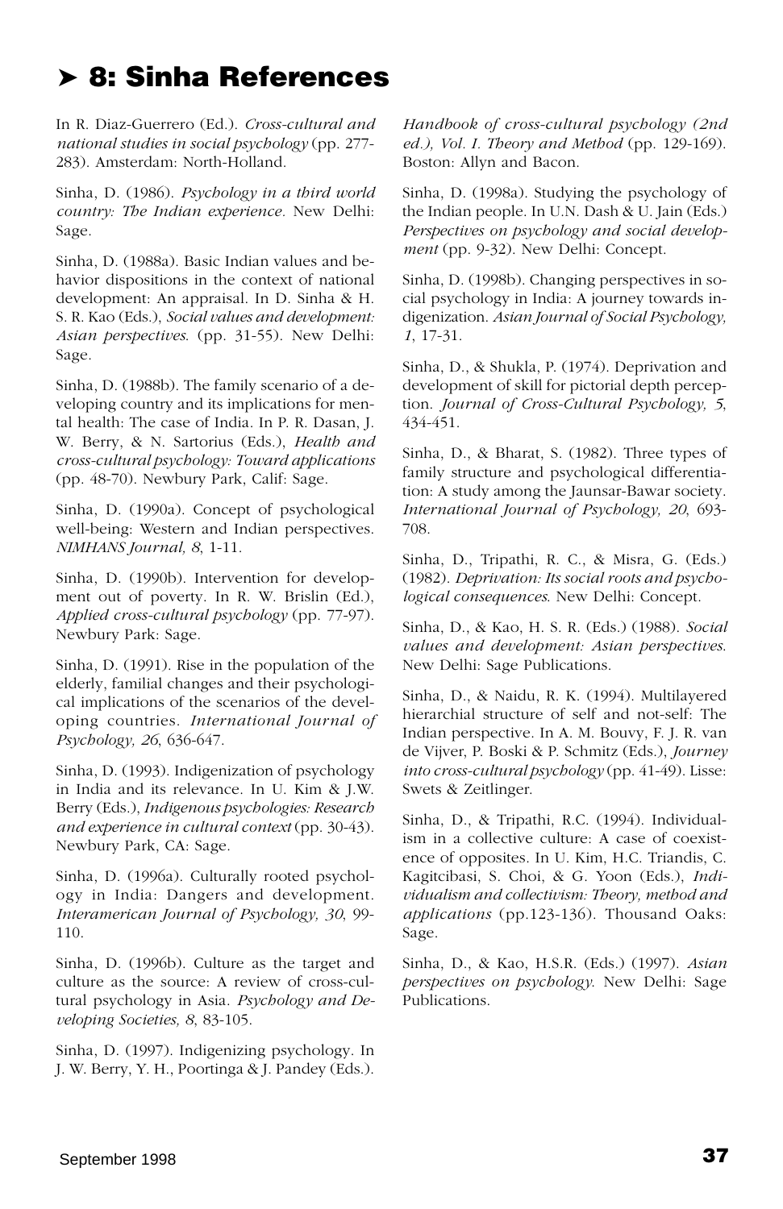# ➤ 8: Sinha References

In R. Diaz-Guerrero (Ed.). *Cross-cultural and national studies in social psychology* (pp. 277-283). Amsterdam: North-Holland.

Sinha, D. (1986). *Psychology in a third world country: The Indian experience*. New Delhi: Sage.

Sinha, D. (1988a). Basic Indian values and behavior dispositions in the context of national development: An appraisal. In D. Sinha & H. S. R. Kao (Eds.), *Social values and development: Asian perspectives.* (pp. 31-55). New Delhi: Sage.

Sinha, D. (1988b). The family scenario of a developing country and its implications for mental health: The case of India. In P. R. Dasan, J. W. Berry, & N. Sartorius (Eds.), *Health and cross-cultural psychology: Toward applications* (pp. 48-70). Newbury Park, Calif: Sage.

Sinha, D. (1990a). Concept of psychological well-being: Western and Indian perspectives. *NIMHANS Journal, 8*, 1-11.

Sinha, D. (1990b). Intervention for development out of poverty. In R. W. Brislin (Ed.), *Applied cross-cultural psychology* (pp. 77-97). Newbury Park: Sage.

Sinha, D. (1991). Rise in the population of the elderly, familial changes and their psychological implications of the scenarios of the developing countries. *International Journal of Psychology, 26*, 636-647.

Sinha, D. (1993). Indigenization of psychology in India and its relevance. In U. Kim & J.W. Berry (Eds.), *Indigenous psychologies: Research and experience in cultural context* (pp. 30-43). Newbury Park, CA: Sage.

Sinha, D. (1996a). Culturally rooted psychology in India: Dangers and development. *Interamerican Journal of Psychology, 30*, 99-110.

Sinha, D. (1996b). Culture as the target and culture as the source: A review of cross-cultural psychology in Asia. *Psychology and Developing Societies, 8*, 83-105.

Sinha, D. (1997). Indigenizing psychology. In J. W. Berry, Y. H., Poortinga & J. Pandey (Eds.). *Handbook of cross-cultural psychology (2nd ed.), Vol. I. Theory and Method* (pp. 129-169). Boston: Allyn and Bacon.

Sinha, D. (1998a). Studying the psychology of the Indian people. In U.N. Dash & U. Jain (Eds.) *Perspectives on psychology and social development* (pp. 9-32). New Delhi: Concept.

Sinha, D. (1998b). Changing perspectives in social psychology in India: A journey towards indigenization. *Asian Journal of Social Psychology, 1*, 17-31.

Sinha, D., & Shukla, P. (1974). Deprivation and development of skill for pictorial depth perception. *Journal of Cross-Cultural Psychology, 5*, 434-451.

Sinha, D., & Bharat, S. (1982). Three types of family structure and psychological differentiation: A study among the Jaunsar-Bawar society. *International Journal of Psychology, 20*, 693-708.

Sinha, D., Tripathi, R. C., & Misra, G. (Eds.) (1982). *Deprivation: Its social roots and psychological consequences.* New Delhi: Concept.

Sinha, D., & Kao, H. S. R. (Eds.) (1988). *Social values and development: Asian perspectives.* New Delhi: Sage Publications.

Sinha, D., & Naidu, R. K. (1994). Multilayered hierarchial structure of self and not-self: The Indian perspective. In A. M. Bouvy, F. J. R. van de Vijver, P. Boski & P. Schmitz (Eds.), *Journey into cross-cultural psychology* (pp. 41-49). Lisse: Swets & Zeitlinger.

Sinha, D., & Tripathi, R.C. (1994). Individualism in a collective culture: A case of coexistence of opposites. In U. Kim, H.C. Triandis, C. Kagitcibasi, S. Choi, & G. Yoon (Eds.), *Individualism and collectivism: Theory, method and applications* (pp.123-136). Thousand Oaks: Sage.

Sinha, D., & Kao, H.S.R. (Eds.) (1997). *Asian perspectives on psychology.* New Delhi: Sage Publications.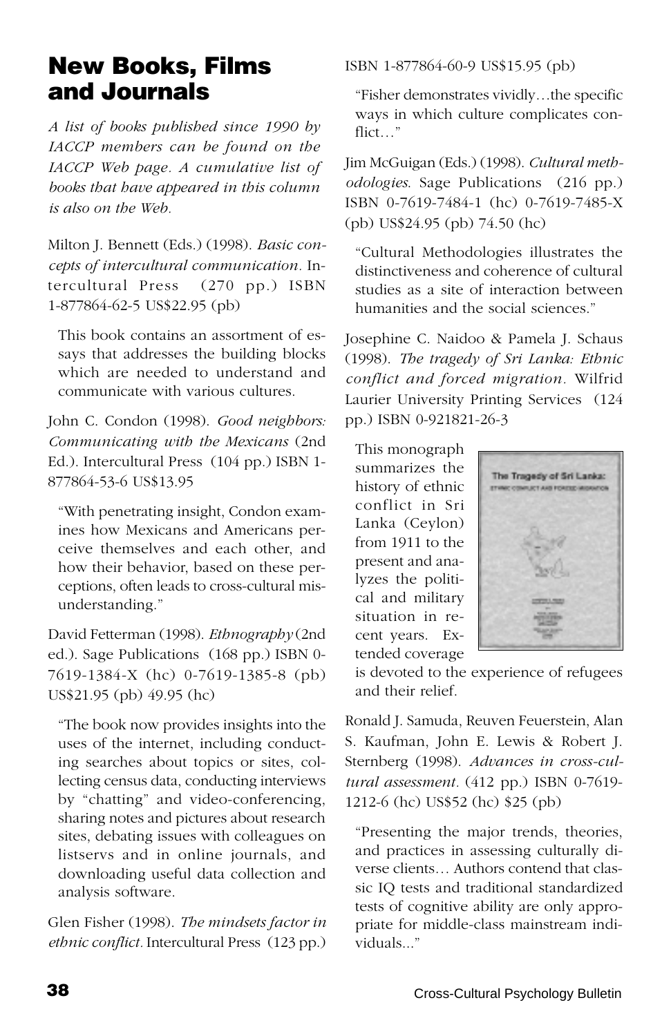# New Books, Films and Journals

*A list of books published since 1990 by IACCP members can be found on the IACCP Web page. A cumulative list of books that have appeared in this column is also on the Web.*

Milton J. Bennett (Eds.) (1998). *Basic concepts of intercultural communication.* Intercultural Press (270 pp.) ISBN 1-877864-62-5 US$22.95 (pb)

> This book contains an assortment of essays that addresses the building blocks which are needed to understand and communicate with various cultures.

John C. Condon (1998). *Good neighbors: Communicating with the Mexicans* (2nd Ed.). Intercultural Press (104 pp.) ISBN 1-877864-53-6 US$13.95

> "With penetrating insight, Condon examines how Mexicans and Americans perceive themselves and each other, and how their behavior, based on these perceptions, often leads to cross-cultural misunderstanding."

David Fetterman (1998). *Ethnography* (2nd ed.). Sage Publications (168 pp.) ISBN 0-7619-1384-X (hc) 0-7619-1385-8 (pb) US$21.95 (pb) 49.95 (hc)

> "The book now provides insights into the uses of the internet, including conducting searches about topics or sites, collecting census data, conducting interviews by "chatting" and video-conferencing, sharing notes and pictures about research sites, debating issues with colleagues on listservs and in online journals, and downloading useful data collection and analysis software.

Glen Fisher (1998). *The mindsets factor in ethnic conflict.* Intercultural Press (123 pp.) ISBN 1-877864-60-9 US$15.95 (pb)

> "Fisher demonstrates vividly…the specific ways in which culture complicates conflict…"

Jim McGuigan (Eds.) (1998). *Cultural methodologies.* Sage Publications (216 pp.) ISBN 0-7619-7484-1 (hc) 0-7619-7485-X (pb) US$24.95 (pb) 74.50 (hc)

> "Cultural Methodologies illustrates the distinctiveness and coherence of cultural studies as a site of interaction between humanities and the social sciences."

Josephine C. Naidoo & Pamela J. Schaus (1998). *The tragedy of Sri Lanka: Ethnic conflict and forced migration.* Wilfrid Laurier University Printing Services (124 pp.) ISBN 0-921821-26-3

> This monograph summarizes the history of ethnic conflict in Sri Lanka (Ceylon) from 1911 to the present and analyzes the political and military situation in recent years. Extended coverage is devoted to the experience of refugees and their relief.

Ronald J. Samuda, Reuven Feuerstein, Alan S. Kaufman, John E. Lewis & Robert J. Sternberg (1998). *Advances in cross-cultural assessment.* (412 pp.) ISBN 0-7619-1212-6 (hc) US$52 (hc) $25 (pb)

> "Presenting the major trends, theories, and practices in assessing culturally diverse clients… Authors contend that classic IQ tests and traditional standardized tests of cognitive ability are only appropriate for middle-class mainstream individuals..."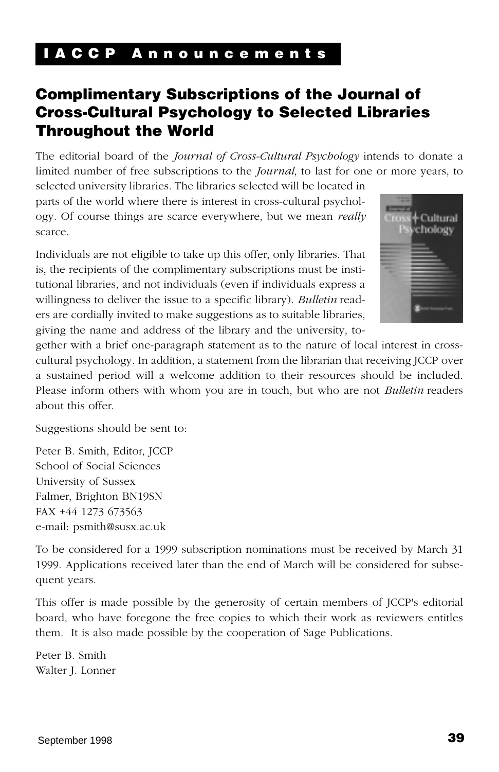# IACCP Announcements

## Complimentary Subscriptions of the Journal of Cross-Cultural Psychology to Selected Libraries Throughout the World

The editorial board of the *Journal of Cross-Cultural Psychology* intends to donate a limited number of free subscriptions to the *Journal*, to last for one or more years, to selected university libraries. The libraries selected will be located in parts of the world where there is interest in cross-cultural psychology. Of course things are scarce everywhere, but we mean *really* scarce.

Individuals are not eligible to take up this offer, only libraries. That is, the recipients of the complimentary subscriptions must be institutional libraries, and not individuals (even if individuals express a willingness to deliver the issue to a specific library). *Bulletin* readers are cordially invited to make suggestions as to suitable libraries, giving the name and address of the library and the university, together with a brief one-paragraph statement as to the nature of local interest in cross-cultural psychology. In addition, a statement from the librarian that receiving JCCP over a sustained period will a welcome addition to their resources should be included. Please inform others with whom you are in touch, but who are not *Bulletin* readers about this offer.

Suggestions should be sent to:

Peter B. Smith, Editor, JCCP
School of Social Sciences
University of Sussex
Falmer, Brighton BN19SN
FAX +44 1273 673563
e-mail: psmith@susx.ac.uk

To be considered for a 1999 subscription nominations must be received by March 31 1999. Applications received later than the end of March will be considered for subsequent years.

This offer is made possible by the generosity of certain members of JCCP's editorial board, who have foregone the free copies to which their work as reviewers entitles them. It is also made possible by the cooperation of Sage Publications.

Peter B. Smith
Walter J. Lonner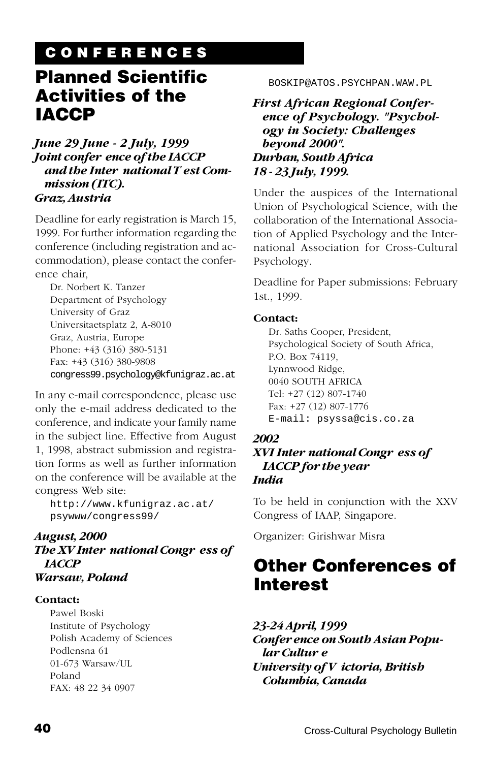## CONFERENCES

# Planned Scientific Activities of the IACCP

***June 29 June - 2 July, 1999***
***Joint conference of the IACCP and the International Test Commission (ITC).***
***Graz, Austria***

Deadline for early registration is March 15, 1999. For further information regarding the conference (including registration and accommodation), please contact the conference chair,

Dr. Norbert K. Tanzer
Department of Psychology
University of Graz
Universitaetsplatz 2, A-8010
Graz, Austria, Europe
Phone: +43 (316) 380-5131
Fax: +43 (316) 380-9808
congress99.psychology@kfunigraz.ac.at

In any e-mail correspondence, please use only the e-mail address dedicated to the conference, and indicate your family name in the subject line. Effective from August 1, 1998, abstract submission and registration forms as well as further information on the conference will be available at the congress Web site:

http://www.kfunigraz.ac.at/psywww/congress99/

***August, 2000***
***The XV International Congress of IACCP***
***Warsaw, Poland***

**Contact:**

Pawel Boski
Institute of Psychology
Polish Academy of Sciences
Podlensna 61
01-673 Warsaw/UL
Poland
FAX: 48 22 34 0907
BOSKIP@ATOS.PSYCHPAN.WAW.PL

***First African Regional Conference of Psychology. "Psychology in Society: Challenges beyond 2000".***
***Durban, South Africa***
***18 - 23 July, 1999.***

Under the auspices of the International Union of Psychological Science, with the collaboration of the International Association of Applied Psychology and the International Association for Cross-Cultural Psychology.

Deadline for Paper submissions: February 1st., 1999.

**Contact:**

Dr. Saths Cooper, President,
Psychological Society of South Africa,
P.O. Box 74119,
Lynnwood Ridge,
0040 SOUTH AFRICA
Tel: +27 (12) 807-1740
Fax: +27 (12) 807-1776
E-mail: psyssa@cis.co.za

***2002***
***XVI International Congress of IACCP for the year***
***India***

To be held in conjunction with the XXV Congress of IAAP, Singapore.

Organizer: Girishwar Misra

# Other Conferences of Interest

***23-24 April, 1999***
***Conference on South Asian Popular Culture***
***University of Victoria, British Columbia, Canada***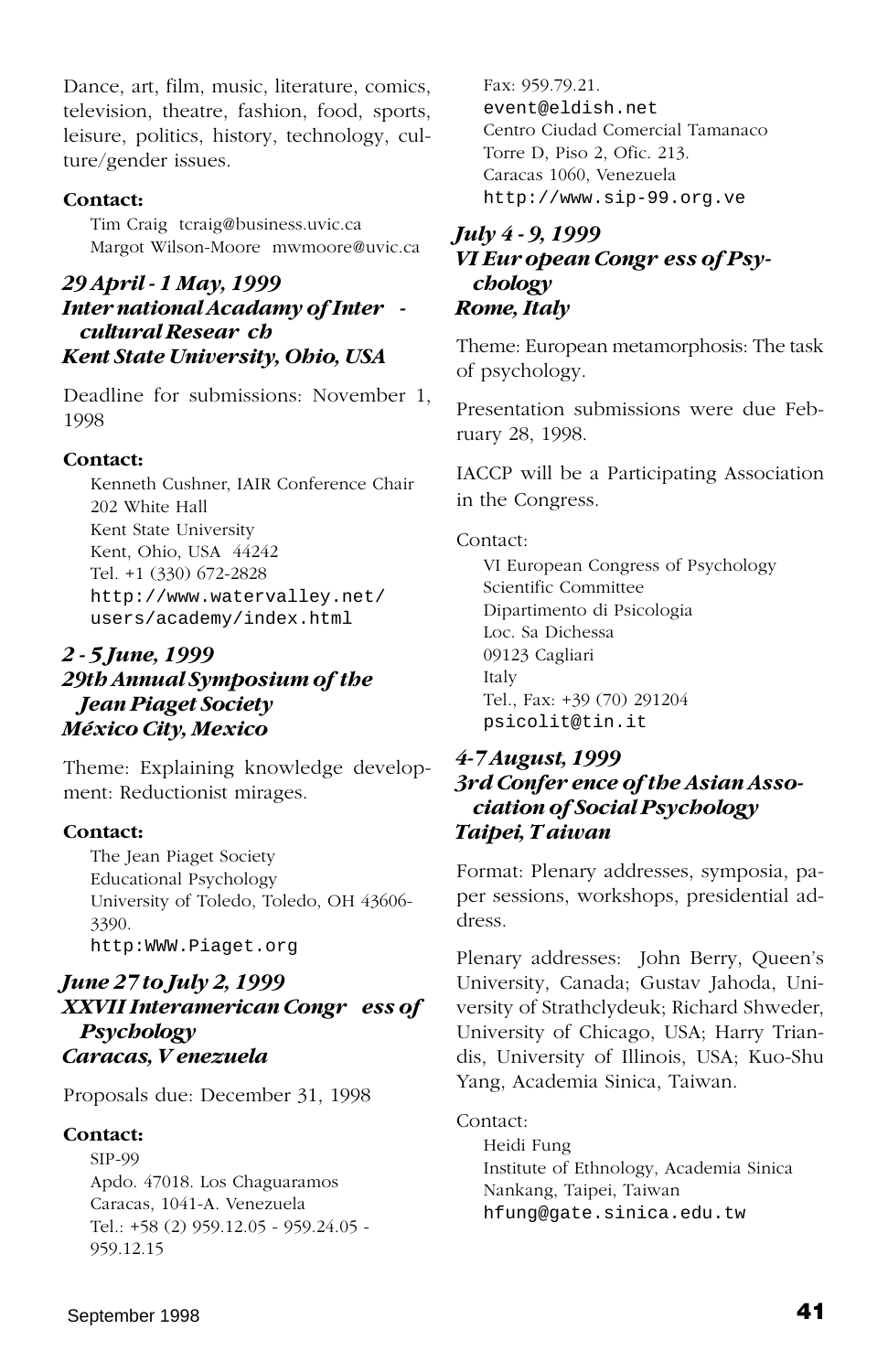Dance, art, film, music, literature, comics, television, theatre, fashion, food, sports, leisure, politics, history, technology, culture/gender issues.

**Contact:**

Tim Craig tcraig@business.uvic.ca
Margot Wilson-Moore mwmoore@uvic.ca

### *29 April - 1 May, 1999*
### *International Acadamy of Intercultural Research*
### *Kent State University, Ohio, USA*

Deadline for submissions: November 1, 1998

**Contact:**

Kenneth Cushner, IAIR Conference Chair
202 White Hall
Kent State University
Kent, Ohio, USA 44242
Tel. +1 (330) 672-2828
http://www.watervalley.net/users/academy/index.html

### *2 - 5 June, 1999*
### *29th Annual Symposium of the Jean Piaget Society*
### *México City, Mexico*

Theme: Explaining knowledge development: Reductionist mirages.

**Contact:**

The Jean Piaget Society
Educational Psychology
University of Toledo, Toledo, OH 43606-3390.
http:WWW.Piaget.org

### *June 27 to July 2, 1999*
### *XXVII Interamerican Congress of Psychology*
### *Caracas, Venezuela*

Proposals due: December 31, 1998

**Contact:**

SIP-99
Apdo. 47018. Los Chaguaramos
Caracas, 1041-A. Venezuela
Tel.: +58 (2) 959.12.05 - 959.24.05 - 959.12.15
Fax: 959.79.21.
event@eldish.net
Centro Ciudad Comercial Tamanaco
Torre D, Piso 2, Ofic. 213.
Caracas 1060, Venezuela
http://www.sip-99.org.ve

### *July 4 - 9, 1999*
### *VI European Congress of Psychology*
### *Rome, Italy*

Theme: European metamorphosis: The task of psychology.

Presentation submissions were due February 28, 1998.

IACCP will be a Participating Association in the Congress.

Contact:

VI European Congress of Psychology
Scientific Committee
Dipartimento di Psicologia
Loc. Sa Dichessa
09123 Cagliari
Italy
Tel., Fax: +39 (70) 291204
psicolit@tin.it

### *4-7 August, 1999*
### *3rd Conference of the Asian Association of Social Psychology*
### *Taipei, Taiwan*

Format: Plenary addresses, symposia, paper sessions, workshops, presidential address.

Plenary addresses: John Berry, Queen's University, Canada; Gustav Jahoda, University of Strathclydeuk; Richard Shweder, University of Chicago, USA; Harry Triandis, University of Illinois, USA; Kuo-Shu Yang, Academia Sinica, Taiwan.

Contact:

Heidi Fung
Institute of Ethnology, Academia Sinica
Nankang, Taipei, Taiwan
hfung@gate.sinica.edu.tw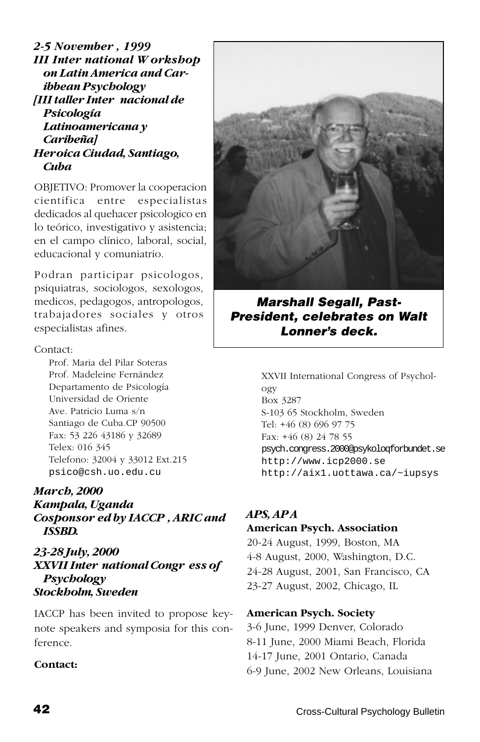***2-5 November, 1999***
***III International Workshop on Latin America and Caribbean Psychology***
***[III taller Internacional de Psicología Latinoamericana y Caribeña]***
***Heroica Ciudad, Santiago, Cuba***

OBJETIVO: Promover la cooperacion cientifica entre especialistas dedicados al quehacer psicologico en lo teórico, investigativo y asistencia; en el campo clínico, laboral, social, educacional y comuniatrio.

Podran participar psicologos, psiquiatras, sociologos, sexologos, medicos, pedagogos, antropologos, trabajadores sociales y otros especialistas afines.

Contact:

Prof. Maria del Pilar Soteras
Prof. Madeleine Fernández
Departamento de Psicología
Universidad de Oriente
Ave. Patricio Luma s/n
Santiago de Cuba.CP 90500
Fax: 53 226 43186 y 32689
Telex: 016 345
Telefono: 32004 y 33012 Ext.215
psico@csh.uo.edu.cu

***March, 2000***
***Kampala, Uganda***
***Cosponsored by IACCP, ARIC and ISSBD.***

***23-28 July, 2000***
***XXVII International Congress of Psychology***
***Stockholm, Sweden***

IACCP has been invited to propose keynote speakers and symposia for this conference.

**Contact:**

XXVII International Congress of Psychology
Box 3287
S-103 65 Stockholm, Sweden
Tel: +46 (8) 696 97 75
Fax: +46 (8) 24 78 55
psych.congress.2000@psykologforbundet.se
http://www.icp2000.se
http://aix1.uottawa.ca/~iupsys

***Marshall Segall, Past-President, celebrates on Walt Lonner's deck.***

***APS, APA***

**American Psych. Association**

20-24 August, 1999, Boston, MA
4-8 August, 2000, Washington, D.C.
24-28 August, 2001, San Francisco, CA
23-27 August, 2002, Chicago, IL

**American Psych. Society**

3-6 June, 1999 Denver, Colorado
8-11 June, 2000 Miami Beach, Florida
14-17 June, 2001 Ontario, Canada
6-9 June, 2002 New Orleans, Louisiana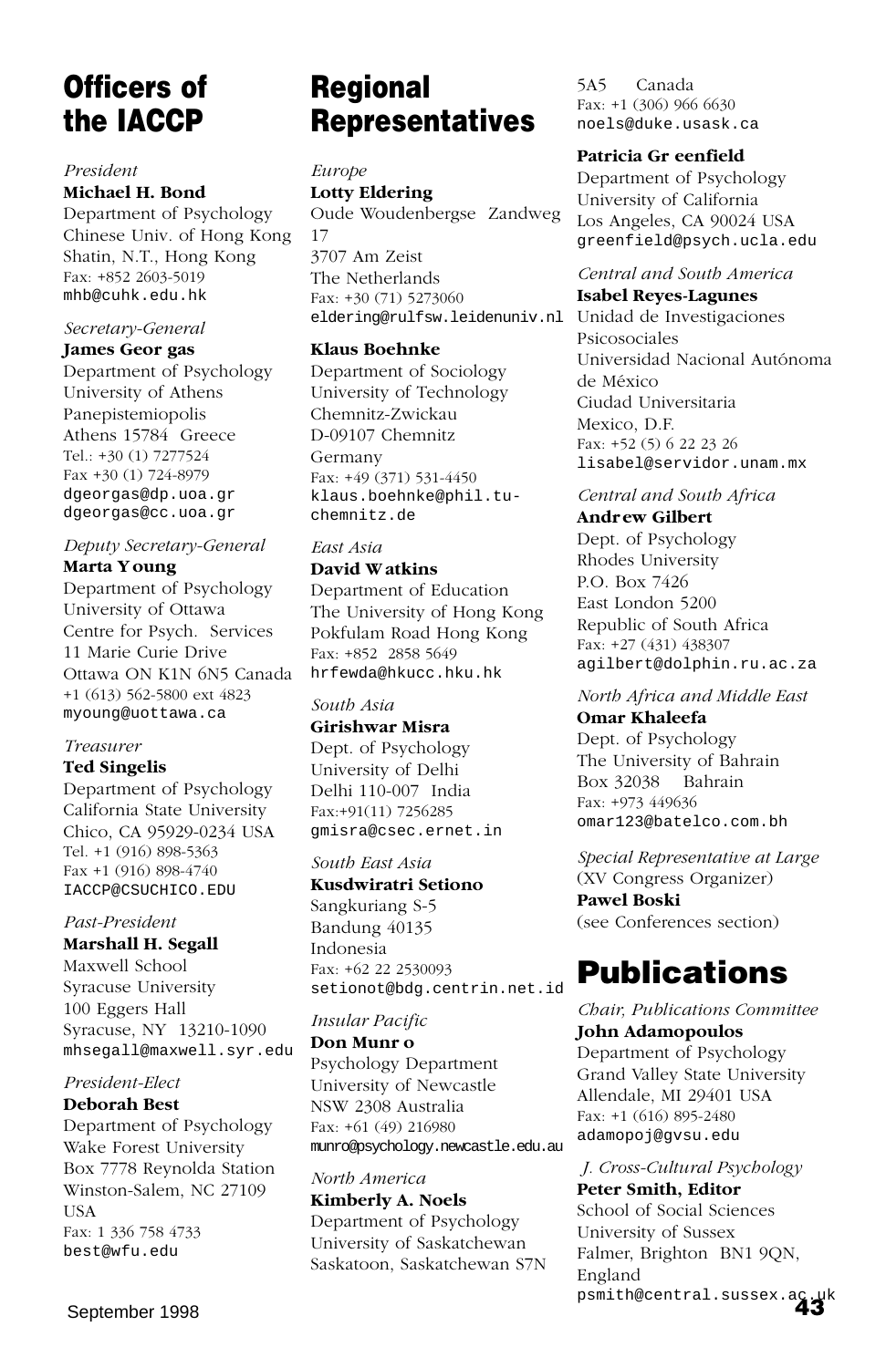## Officers of the IACCP

*President*
**Michael H. Bond**
Department of Psychology
Chinese Univ. of Hong Kong
Shatin, N.T., Hong Kong
Fax: +852 2603-5019
mhb@cuhk.edu.hk

*Secretary-General*
**James Georgas**
Department of Psychology
University of Athens
Panepistemiopolis
Athens 15784 Greece
Tel.: +30 (1) 7277524
Fax +30 (1) 724-8979
dgeorgas@dp.uoa.gr
dgeorgas@cc.uoa.gr

*Deputy Secretary-General*
**Marta Young**
Department of Psychology
University of Ottawa
Centre for Psych. Services
11 Marie Curie Drive
Ottawa ON K1N 6N5 Canada
+1 (613) 562-5800 ext 4823
myoung@uottawa.ca

*Treasurer*
**Ted Singelis**
Department of Psychology
California State University
Chico, CA 95929-0234 USA
Tel. +1 (916) 898-5363
Fax +1 (916) 898-4740
IACCP@CSUCHICO.EDU

*Past-President*
**Marshall H. Segall**
Maxwell School
Syracuse University
100 Eggers Hall
Syracuse, NY 13210-1090
mhsegall@maxwell.syr.edu

*President-Elect*
**Deborah Best**
Department of Psychology
Wake Forest University
Box 7778 Reynolda Station
Winston-Salem, NC 27109
USA
Fax: 1 336 758 4733
best@wfu.edu

## Regional Representatives

*Europe*
**Lotty Eldering**
Oude Woudenbergse Zandweg 17
3707 Am Zeist
The Netherlands
Fax: +30 (71) 5273060
eldering@rulfsw.leidenuniv.nl

**Klaus Boehnke**
Department of Sociology
University of Technology
Chemnitz-Zwickau
D-09107 Chemnitz
Germany
Fax: +49 (371) 531-4450
klaus.boehnke@phil.tu-chemnitz.de

*East Asia*
**David Watkins**
Department of Education
The University of Hong Kong
Pokfulam Road Hong Kong
Fax: +852 2858 5649
hrfewda@hkucc.hku.hk

*South Asia*
**Girishwar Misra**
Dept. of Psychology
University of Delhi
Delhi 110-007 India
Fax:+91(11) 7256285
gmisra@csec.ernet.in

*South East Asia*
**Kusdwiratri Setiono**
Sangkuriang S-5
Bandung 40135
Indonesia
Fax: +62 22 2530093
setionot@bdg.centrin.net.id

*Insular Pacific*
**Don Munro**
Psychology Department
University of Newcastle
NSW 2308 Australia
Fax: +61 (49) 216980
munro@psychology.newcastle.edu.au

*North America*
**Kimberly A. Noels**
Department of Psychology
University of Saskatchewan
Saskatoon, Saskatchewan S7N 5A5 Canada
Fax: +1 (306) 966 6630
noels@duke.usask.ca

**Patricia Greenfield**
Department of Psychology
University of California
Los Angeles, CA 90024 USA
greenfield@psych.ucla.edu

*Central and South America*
**Isabel Reyes-Lagunes**
Unidad de Investigaciones Psicosociales
Universidad Nacional Autónoma de México
Ciudad Universitaria
Mexico, D.F.
Fax: +52 (5) 6 22 23 26
lisabel@servidor.unam.mx

*Central and South Africa*
**Andrew Gilbert**
Dept. of Psychology
Rhodes University
P.O. Box 7426
East London 5200
Republic of South Africa
Fax: +27 (431) 438307
agilbert@dolphin.ru.ac.za

*North Africa and Middle East*
**Omar Khaleefa**
Dept. of Psychology
The University of Bahrain
Box 32038 Bahrain
Fax: +973 449636
omar123@batelco.com.bh

*Special Representative at Large*
(XV Congress Organizer)
**Pawel Boski**
(see Conferences section)

## Publications

*Chair, Publications Committee*
**John Adamopoulos**
Department of Psychology
Grand Valley State University
Allendale, MI 29401 USA
Fax: +1 (616) 895-2480
adamopoj@gvsu.edu

*J. Cross-Cultural Psychology*
**Peter Smith, Editor**
School of Social Sciences
University of Sussex
Falmer, Brighton BN1 9QN, England
psmith@central.sussex.ac.uk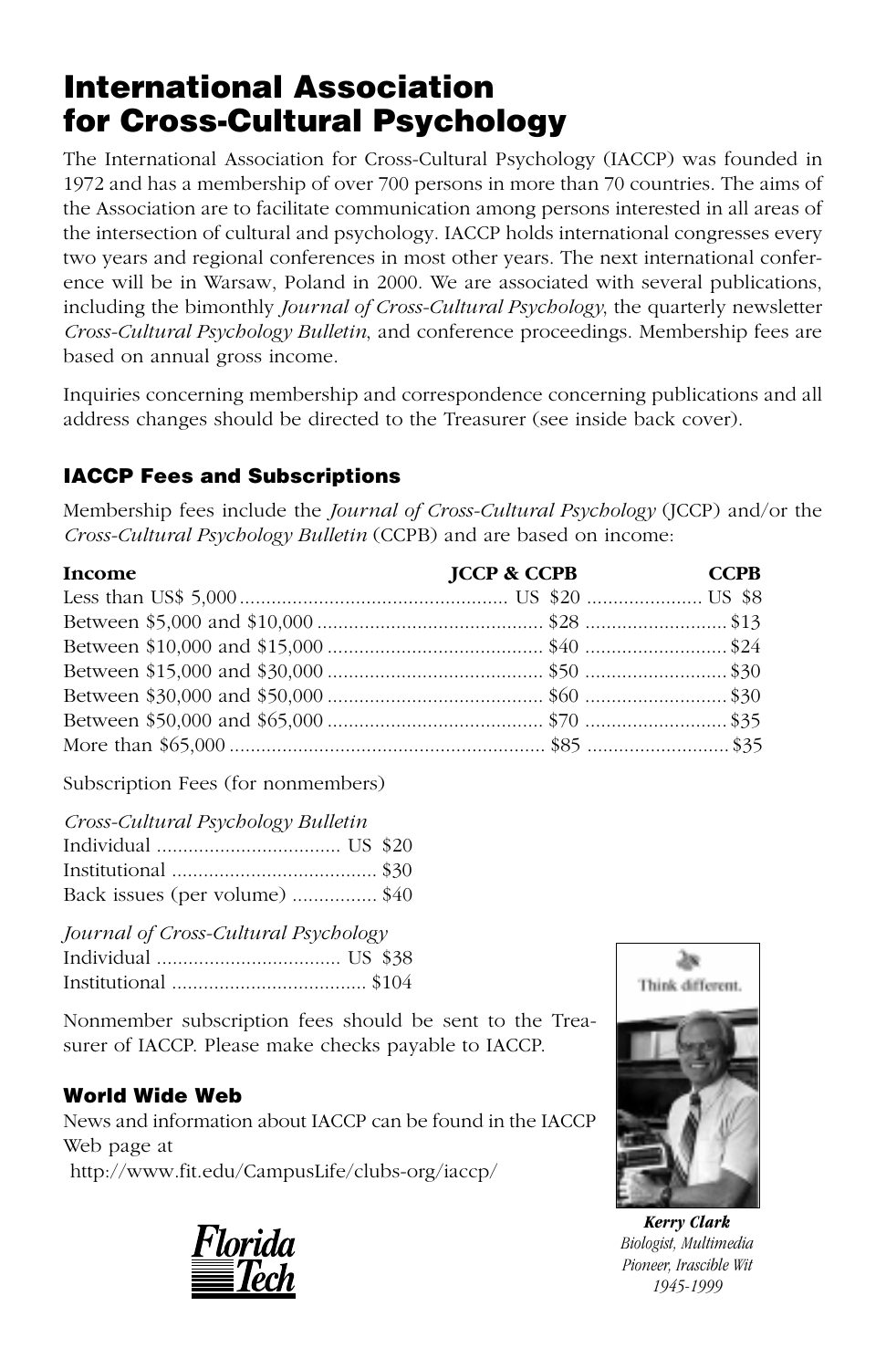# International Association for Cross-Cultural Psychology

The International Association for Cross-Cultural Psychology (IACCP) was founded in 1972 and has a membership of over 700 persons in more than 70 countries. The aims of the Association are to facilitate communication among persons interested in all areas of the intersection of cultural and psychology. IACCP holds international congresses every two years and regional conferences in most other years. The next international conference will be in Warsaw, Poland in 2000. We are associated with several publications, including the bimonthly *Journal of Cross-Cultural Psychology*, the quarterly newsletter *Cross-Cultural Psychology Bulletin*, and conference proceedings. Membership fees are based on annual gross income.

Inquiries concerning membership and correspondence concerning publications and all address changes should be directed to the Treasurer (see inside back cover).

### IACCP Fees and Subscriptions

Membership fees include the *Journal of Cross-Cultural Psychology* (JCCP) and/or the *Cross-Cultural Psychology Bulletin* (CCPB) and are based on income:

| Income | JCCP & CCPB | CCPB |
|---|---|---|
| Less than US$ 5,000 | US $20 | US $8 |
| Between $5,000 and $10,000 | $28 | $13 |
| Between $10,000 and $15,000 | $40 | $24 |
| Between $15,000 and $30,000 | $50 | $30 |
| Between $30,000 and $50,000 | $60 | $30 |
| Between $50,000 and $65,000 | $70 | $35 |
| More than $65,000 | $85 | $35 |

Subscription Fees (for nonmembers)

*Cross-Cultural Psychology Bulletin*

| | |
|---|---|
| Individual | US $20 |
| Institutional | $30 |
| Back issues (per volume) | $40 |

*Journal of Cross-Cultural Psychology*

| | |
|---|---|
| Individual | US $38 |
| Institutional | $104 |

Nonmember subscription fees should be sent to the Treasurer of IACCP. Please make checks payable to IACCP.

### World Wide Web

News and information about IACCP can be found in the IACCP Web page at
http://www.fit.edu/CampusLife/clubs-org/iaccp/

Florida Tech

Think different.

***Kerry Clark***
*Biologist, Multimedia Pioneer, Irascible Wit*
*1945-1999*